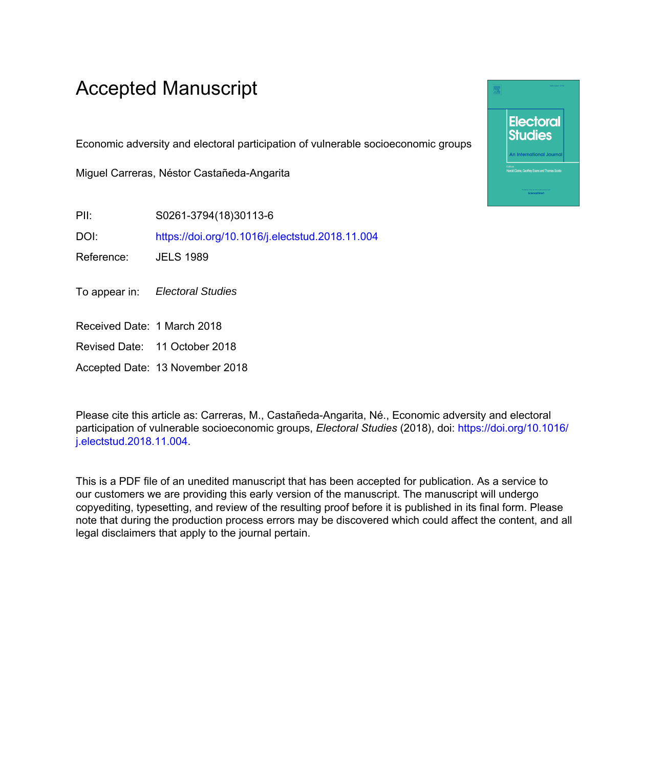# Accepted Manuscript

Economic adversity and electoral participation of vulnerable socioeconomic groups

Miguel Carreras, Néstor Castañeda-Angarita

PII: S0261-3794(18)30113-6

DOI: https://doi.org/10.1016/j.electstud.2018.11.004

Reference: JELS 1989

To appear in: *Electoral Studies*

Received Date: 1 March 2018

Revised Date: 11 October 2018

Accepted Date: 13 November 2018

Please cite this article as: Carreras, M., Castañeda-Angarita, Né., Economic adversity and electoral participation of vulnerable socioeconomic groups, *Electoral Studies* (2018), doi: https://doi.org/10.1016/j.electstud.2018.11.004.

This is a PDF file of an unedited manuscript that has been accepted for publication. As a service to our customers we are providing this early version of the manuscript. The manuscript will undergo copyediting, typesetting, and review of the resulting proof before it is published in its final form. Please note that during the production process errors may be discovered which could affect the content, and all legal disclaimers that apply to the journal pertain.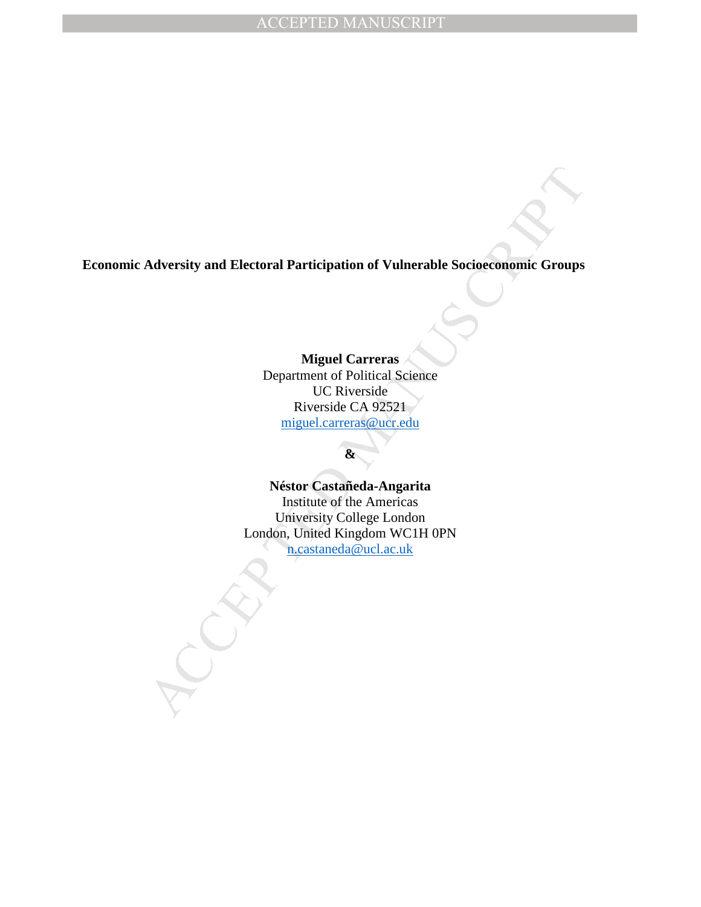# Economic Adversity and Electoral Participation of Vulnerable Socioeconomic Groups

**Miguel Carreras**
Department of Political Science
UC Riverside
Riverside CA 92521
miguel.carreras@ucr.edu

**&**

**Néstor Castañeda-Angarita**
Institute of the Americas
University College London
London, United Kingdom WC1H 0PN
n.castaneda@ucl.ac.uk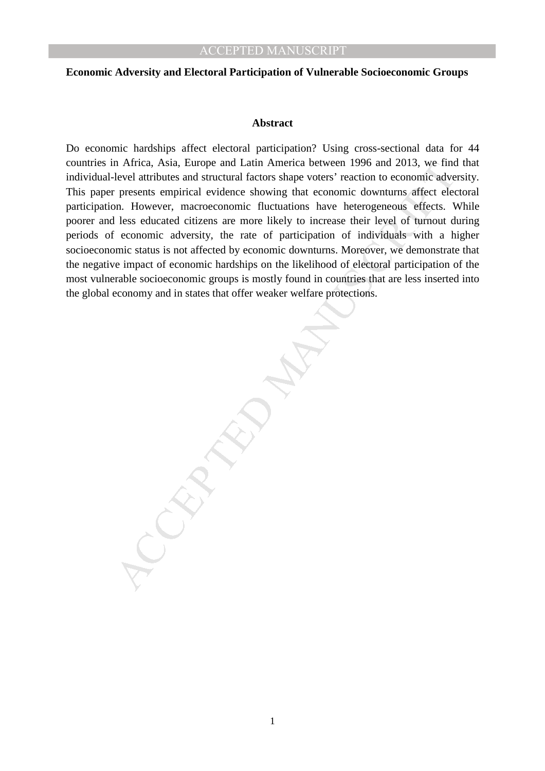**Economic Adversity and Electoral Participation of Vulnerable Socioeconomic Groups**

## Abstract

Do economic hardships affect electoral participation? Using cross-sectional data for 44 countries in Africa, Asia, Europe and Latin America between 1996 and 2013, we find that individual-level attributes and structural factors shape voters' reaction to economic adversity. This paper presents empirical evidence showing that economic downturns affect electoral participation. However, macroeconomic fluctuations have heterogeneous effects. While poorer and less educated citizens are more likely to increase their level of turnout during periods of economic adversity, the rate of participation of individuals with a higher socioeconomic status is not affected by economic downturns. Moreover, we demonstrate that the negative impact of economic hardships on the likelihood of electoral participation of the most vulnerable socioeconomic groups is mostly found in countries that are less inserted into the global economy and in states that offer weaker welfare protections.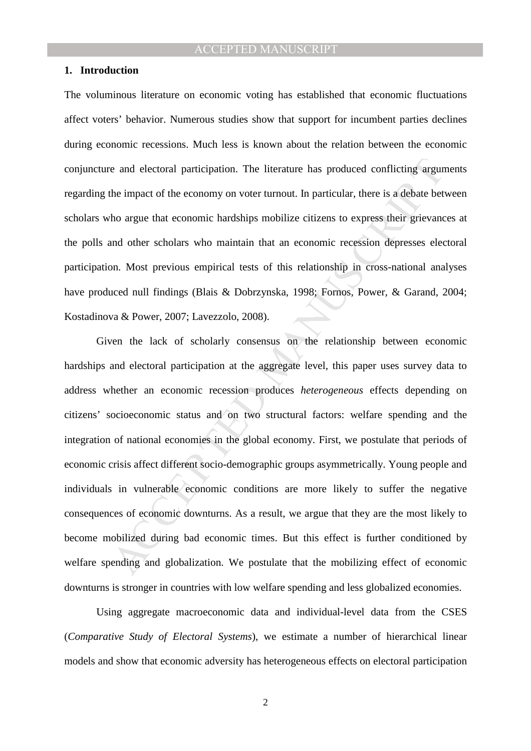## 1. Introduction

The voluminous literature on economic voting has established that economic fluctuations affect voters' behavior. Numerous studies show that support for incumbent parties declines during economic recessions. Much less is known about the relation between the economic conjuncture and electoral participation. The literature has produced conflicting arguments regarding the impact of the economy on voter turnout. In particular, there is a debate between scholars who argue that economic hardships mobilize citizens to express their grievances at the polls and other scholars who maintain that an economic recession depresses electoral participation. Most previous empirical tests of this relationship in cross-national analyses have produced null findings (Blais & Dobrzynska, 1998; Fornos, Power, & Garand, 2004; Kostadinova & Power, 2007; Lavezzolo, 2008).

Given the lack of scholarly consensus on the relationship between economic hardships and electoral participation at the aggregate level, this paper uses survey data to address whether an economic recession produces *heterogeneous* effects depending on citizens' socioeconomic status and on two structural factors: welfare spending and the integration of national economies in the global economy. First, we postulate that periods of economic crisis affect different socio-demographic groups asymmetrically. Young people and individuals in vulnerable economic conditions are more likely to suffer the negative consequences of economic downturns. As a result, we argue that they are the most likely to become mobilized during bad economic times. But this effect is further conditioned by welfare spending and globalization. We postulate that the mobilizing effect of economic downturns is stronger in countries with low welfare spending and less globalized economies.

Using aggregate macroeconomic data and individual-level data from the CSES (*Comparative Study of Electoral Systems*), we estimate a number of hierarchical linear models and show that economic adversity has heterogeneous effects on electoral participation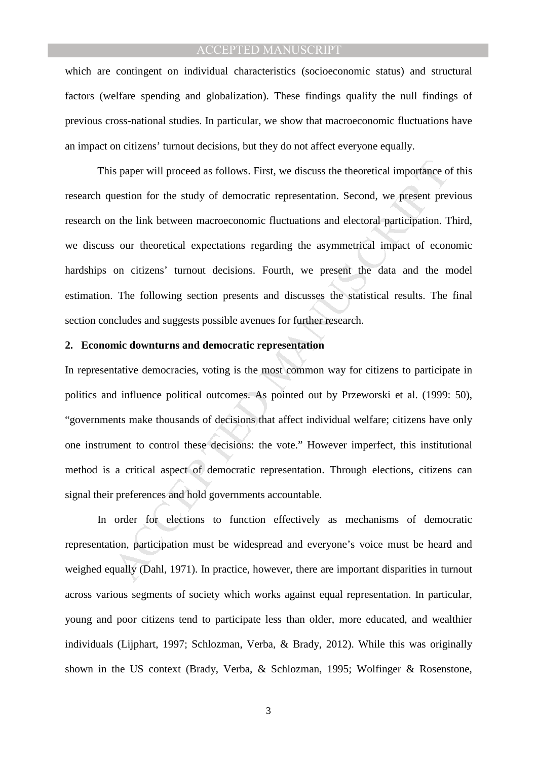which are contingent on individual characteristics (socioeconomic status) and structural factors (welfare spending and globalization). These findings qualify the null findings of previous cross-national studies. In particular, we show that macroeconomic fluctuations have an impact on citizens' turnout decisions, but they do not affect everyone equally.

This paper will proceed as follows. First, we discuss the theoretical importance of this research question for the study of democratic representation. Second, we present previous research on the link between macroeconomic fluctuations and electoral participation. Third, we discuss our theoretical expectations regarding the asymmetrical impact of economic hardships on citizens' turnout decisions. Fourth, we present the data and the model estimation. The following section presents and discusses the statistical results. The final section concludes and suggests possible avenues for further research.

## 2. Economic downturns and democratic representation

In representative democracies, voting is the most common way for citizens to participate in politics and influence political outcomes. As pointed out by Przeworski et al. (1999: 50), "governments make thousands of decisions that affect individual welfare; citizens have only one instrument to control these decisions: the vote." However imperfect, this institutional method is a critical aspect of democratic representation. Through elections, citizens can signal their preferences and hold governments accountable.

In order for elections to function effectively as mechanisms of democratic representation, participation must be widespread and everyone's voice must be heard and weighed equally (Dahl, 1971). In practice, however, there are important disparities in turnout across various segments of society which works against equal representation. In particular, young and poor citizens tend to participate less than older, more educated, and wealthier individuals (Lijphart, 1997; Schlozman, Verba, & Brady, 2012). While this was originally shown in the US context (Brady, Verba, & Schlozman, 1995; Wolfinger & Rosenstone,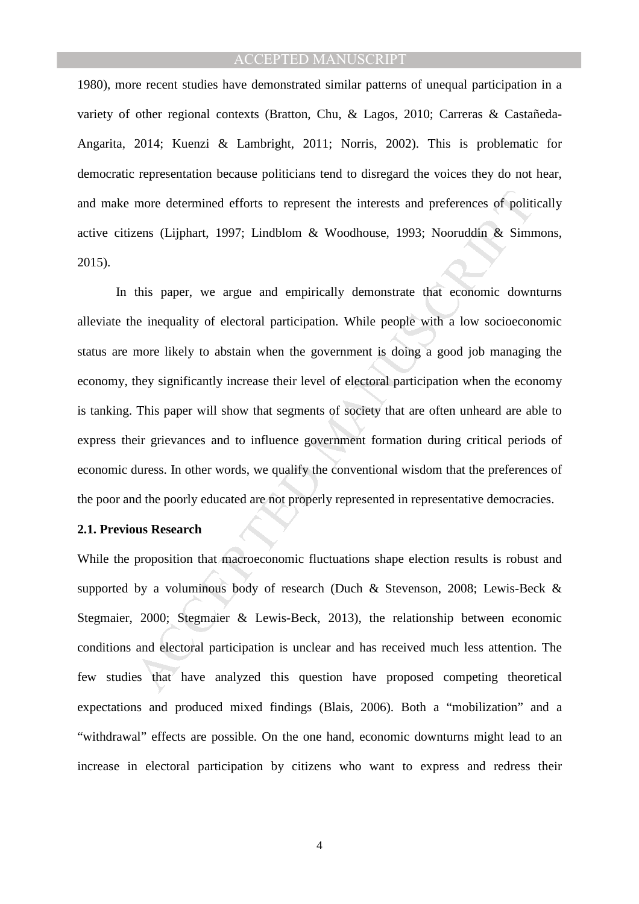1980), more recent studies have demonstrated similar patterns of unequal participation in a variety of other regional contexts (Bratton, Chu, & Lagos, 2010; Carreras & Castañeda-Angarita, 2014; Kuenzi & Lambright, 2011; Norris, 2002). This is problematic for democratic representation because politicians tend to disregard the voices they do not hear, and make more determined efforts to represent the interests and preferences of politically active citizens (Lijphart, 1997; Lindblom & Woodhouse, 1993; Nooruddin & Simmons, 2015).

In this paper, we argue and empirically demonstrate that economic downturns alleviate the inequality of electoral participation. While people with a low socioeconomic status are more likely to abstain when the government is doing a good job managing the economy, they significantly increase their level of electoral participation when the economy is tanking. This paper will show that segments of society that are often unheard are able to express their grievances and to influence government formation during critical periods of economic duress. In other words, we qualify the conventional wisdom that the preferences of the poor and the poorly educated are not properly represented in representative democracies.

### 2.1. Previous Research

While the proposition that macroeconomic fluctuations shape election results is robust and supported by a voluminous body of research (Duch & Stevenson, 2008; Lewis-Beck & Stegmaier, 2000; Stegmaier & Lewis-Beck, 2013), the relationship between economic conditions and electoral participation is unclear and has received much less attention. The few studies that have analyzed this question have proposed competing theoretical expectations and produced mixed findings (Blais, 2006). Both a "mobilization" and a "withdrawal" effects are possible. On the one hand, economic downturns might lead to an increase in electoral participation by citizens who want to express and redress their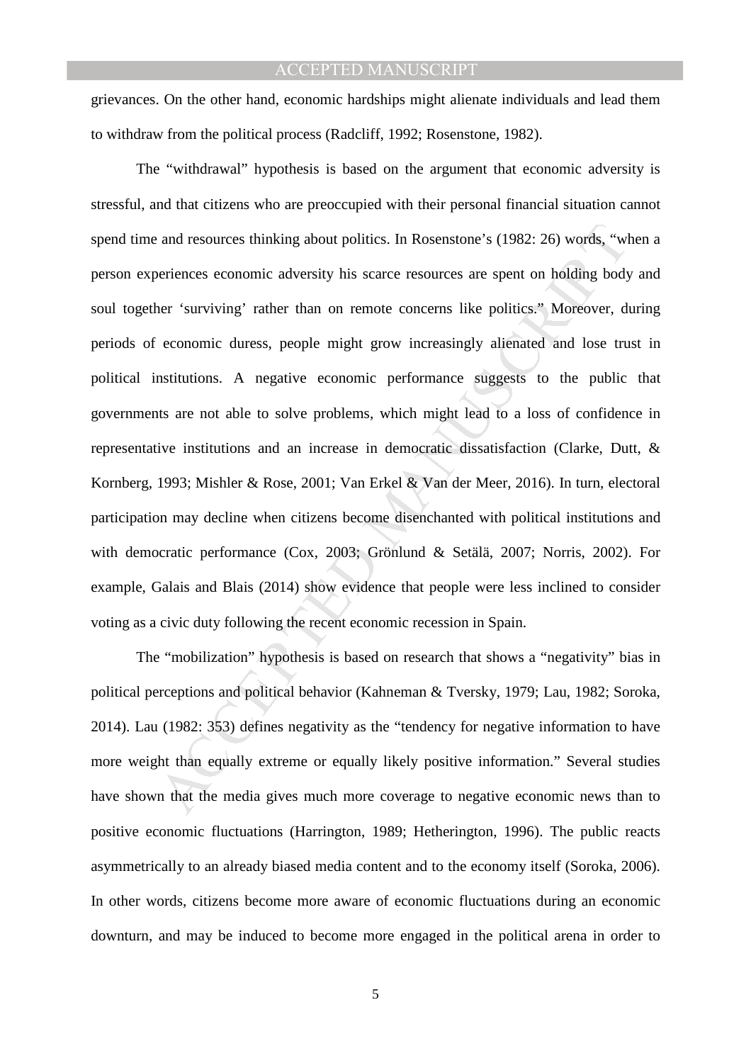grievances. On the other hand, economic hardships might alienate individuals and lead them to withdraw from the political process (Radcliff, 1992; Rosenstone, 1982).

The "withdrawal" hypothesis is based on the argument that economic adversity is stressful, and that citizens who are preoccupied with their personal financial situation cannot spend time and resources thinking about politics. In Rosenstone's (1982: 26) words, "when a person experiences economic adversity his scarce resources are spent on holding body and soul together 'surviving' rather than on remote concerns like politics." Moreover, during periods of economic duress, people might grow increasingly alienated and lose trust in political institutions. A negative economic performance suggests to the public that governments are not able to solve problems, which might lead to a loss of confidence in representative institutions and an increase in democratic dissatisfaction (Clarke, Dutt, & Kornberg, 1993; Mishler & Rose, 2001; Van Erkel & Van der Meer, 2016). In turn, electoral participation may decline when citizens become disenchanted with political institutions and with democratic performance (Cox, 2003; Grönlund & Setälä, 2007; Norris, 2002). For example, Galais and Blais (2014) show evidence that people were less inclined to consider voting as a civic duty following the recent economic recession in Spain.

The "mobilization" hypothesis is based on research that shows a "negativity" bias in political perceptions and political behavior (Kahneman & Tversky, 1979; Lau, 1982; Soroka, 2014). Lau (1982: 353) defines negativity as the "tendency for negative information to have more weight than equally extreme or equally likely positive information." Several studies have shown that the media gives much more coverage to negative economic news than to positive economic fluctuations (Harrington, 1989; Hetherington, 1996). The public reacts asymmetrically to an already biased media content and to the economy itself (Soroka, 2006). In other words, citizens become more aware of economic fluctuations during an economic downturn, and may be induced to become more engaged in the political arena in order to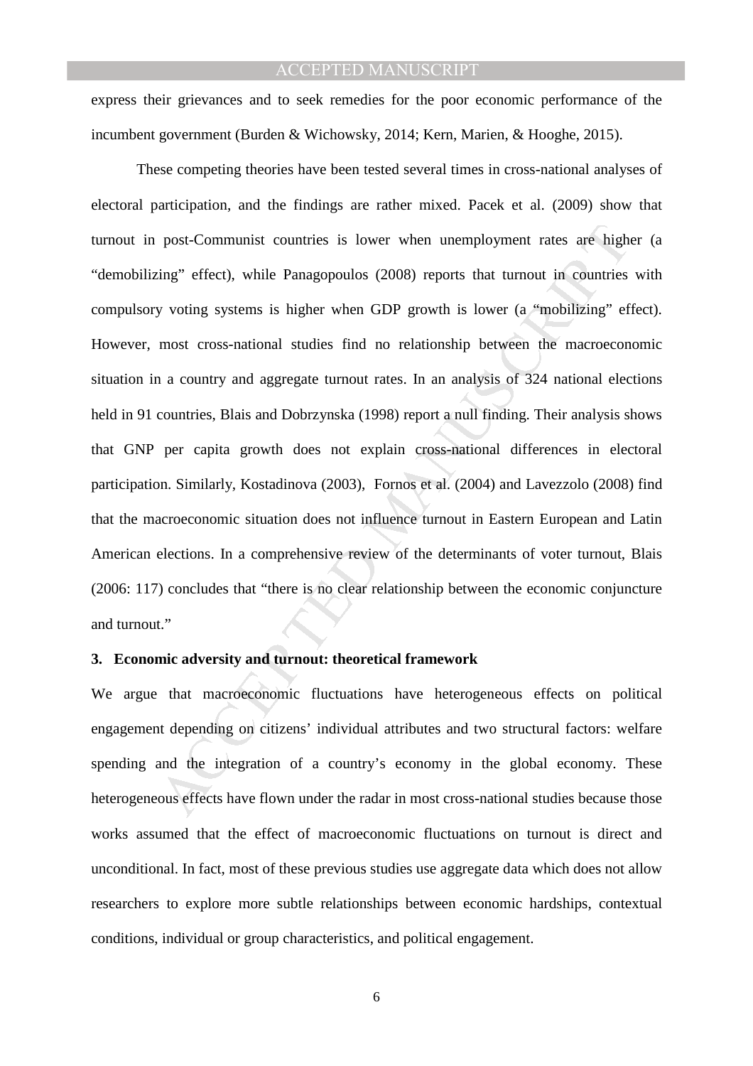express their grievances and to seek remedies for the poor economic performance of the incumbent government (Burden & Wichowsky, 2014; Kern, Marien, & Hooghe, 2015).

These competing theories have been tested several times in cross-national analyses of electoral participation, and the findings are rather mixed. Pacek et al. (2009) show that turnout in post-Communist countries is lower when unemployment rates are higher (a "demobilizing" effect), while Panagopoulos (2008) reports that turnout in countries with compulsory voting systems is higher when GDP growth is lower (a "mobilizing" effect). However, most cross-national studies find no relationship between the macroeconomic situation in a country and aggregate turnout rates. In an analysis of 324 national elections held in 91 countries, Blais and Dobrzynska (1998) report a null finding. Their analysis shows that GNP per capita growth does not explain cross-national differences in electoral participation. Similarly, Kostadinova (2003), Fornos et al. (2004) and Lavezzolo (2008) find that the macroeconomic situation does not influence turnout in Eastern European and Latin American elections. In a comprehensive review of the determinants of voter turnout, Blais (2006: 117) concludes that "there is no clear relationship between the economic conjuncture and turnout."

## 3. Economic adversity and turnout: theoretical framework

We argue that macroeconomic fluctuations have heterogeneous effects on political engagement depending on citizens' individual attributes and two structural factors: welfare spending and the integration of a country's economy in the global economy. These heterogeneous effects have flown under the radar in most cross-national studies because those works assumed that the effect of macroeconomic fluctuations on turnout is direct and unconditional. In fact, most of these previous studies use aggregate data which does not allow researchers to explore more subtle relationships between economic hardships, contextual conditions, individual or group characteristics, and political engagement.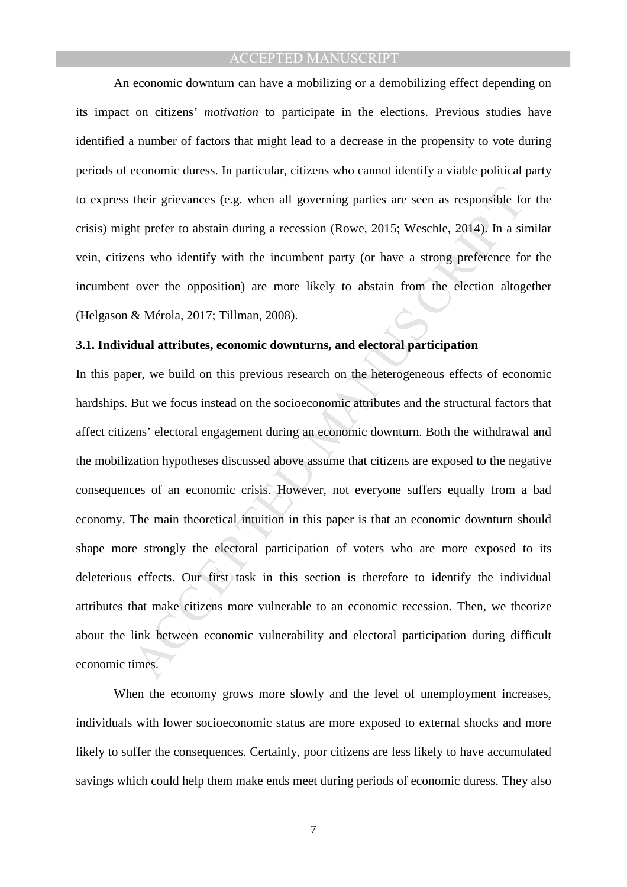An economic downturn can have a mobilizing or a demobilizing effect depending on its impact on citizens' *motivation* to participate in the elections. Previous studies have identified a number of factors that might lead to a decrease in the propensity to vote during periods of economic duress. In particular, citizens who cannot identify a viable political party to express their grievances (e.g. when all governing parties are seen as responsible for the crisis) might prefer to abstain during a recession (Rowe, 2015; Weschle, 2014). In a similar vein, citizens who identify with the incumbent party (or have a strong preference for the incumbent over the opposition) are more likely to abstain from the election altogether (Helgason & Mérola, 2017; Tillman, 2008).

### 3.1. Individual attributes, economic downturns, and electoral participation

In this paper, we build on this previous research on the heterogeneous effects of economic hardships. But we focus instead on the socioeconomic attributes and the structural factors that affect citizens' electoral engagement during an economic downturn. Both the withdrawal and the mobilization hypotheses discussed above assume that citizens are exposed to the negative consequences of an economic crisis. However, not everyone suffers equally from a bad economy. The main theoretical intuition in this paper is that an economic downturn should shape more strongly the electoral participation of voters who are more exposed to its deleterious effects. Our first task in this section is therefore to identify the individual attributes that make citizens more vulnerable to an economic recession. Then, we theorize about the link between economic vulnerability and electoral participation during difficult economic times.

When the economy grows more slowly and the level of unemployment increases, individuals with lower socioeconomic status are more exposed to external shocks and more likely to suffer the consequences. Certainly, poor citizens are less likely to have accumulated savings which could help them make ends meet during periods of economic duress. They also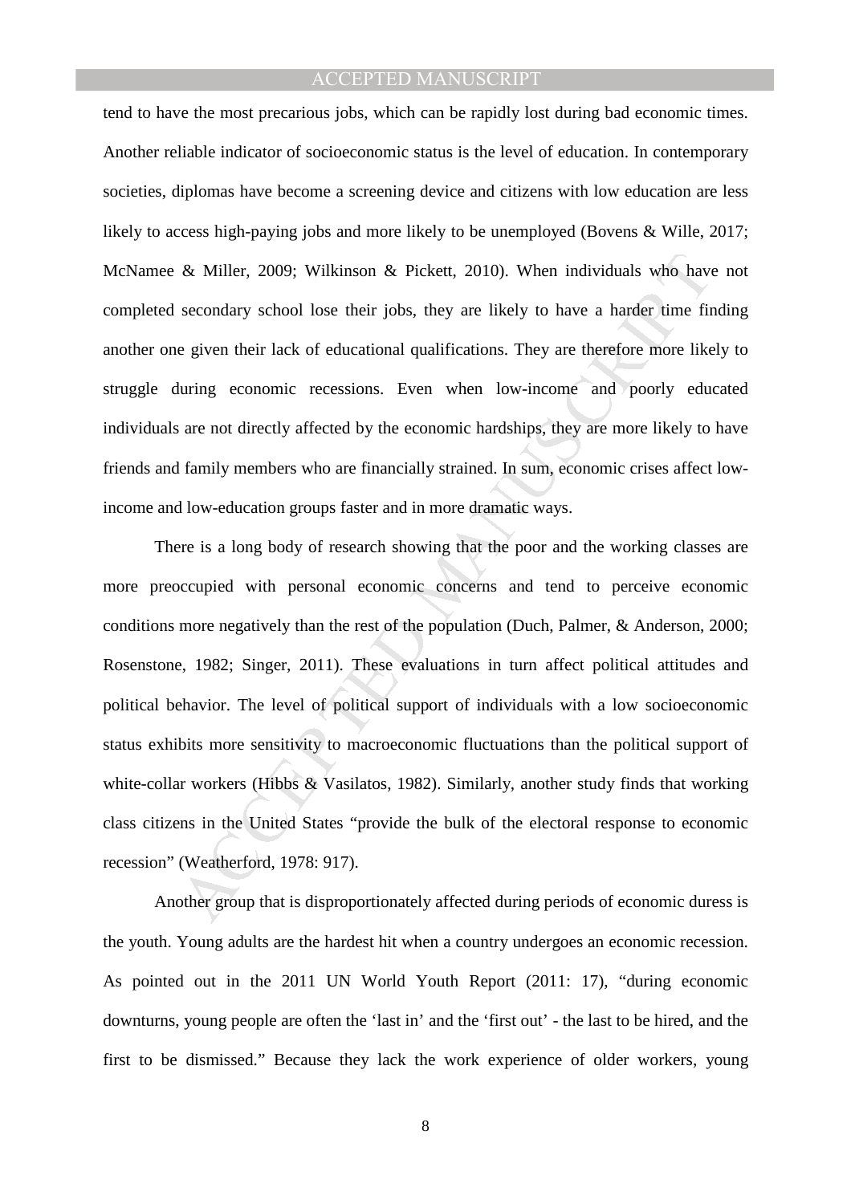tend to have the most precarious jobs, which can be rapidly lost during bad economic times. Another reliable indicator of socioeconomic status is the level of education. In contemporary societies, diplomas have become a screening device and citizens with low education are less likely to access high-paying jobs and more likely to be unemployed (Bovens & Wille, 2017; McNamee & Miller, 2009; Wilkinson & Pickett, 2010). When individuals who have not completed secondary school lose their jobs, they are likely to have a harder time finding another one given their lack of educational qualifications. They are therefore more likely to struggle during economic recessions. Even when low-income and poorly educated individuals are not directly affected by the economic hardships, they are more likely to have friends and family members who are financially strained. In sum, economic crises affect low-income and low-education groups faster and in more dramatic ways.

There is a long body of research showing that the poor and the working classes are more preoccupied with personal economic concerns and tend to perceive economic conditions more negatively than the rest of the population (Duch, Palmer, & Anderson, 2000; Rosenstone, 1982; Singer, 2011). These evaluations in turn affect political attitudes and political behavior. The level of political support of individuals with a low socioeconomic status exhibits more sensitivity to macroeconomic fluctuations than the political support of white-collar workers (Hibbs & Vasilatos, 1982). Similarly, another study finds that working class citizens in the United States "provide the bulk of the electoral response to economic recession" (Weatherford, 1978: 917).

Another group that is disproportionately affected during periods of economic duress is the youth. Young adults are the hardest hit when a country undergoes an economic recession. As pointed out in the 2011 UN World Youth Report (2011: 17), "during economic downturns, young people are often the 'last in' and the 'first out' - the last to be hired, and the first to be dismissed." Because they lack the work experience of older workers, young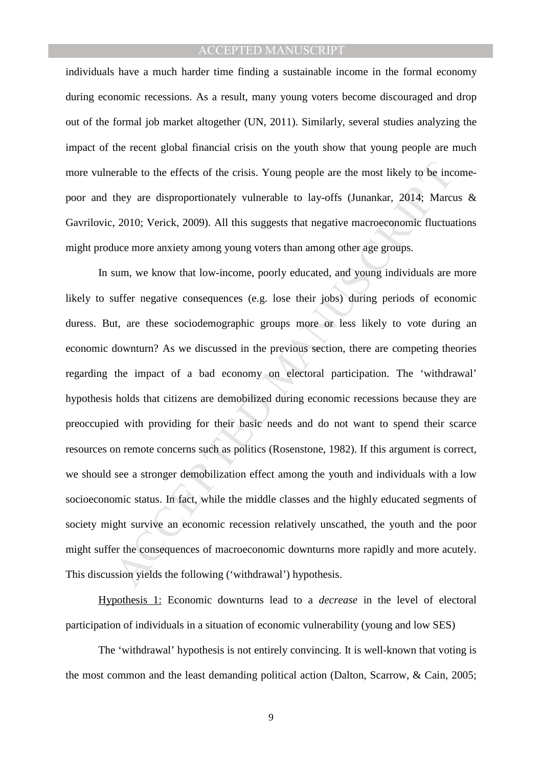individuals have a much harder time finding a sustainable income in the formal economy during economic recessions. As a result, many young voters become discouraged and drop out of the formal job market altogether (UN, 2011). Similarly, several studies analyzing the impact of the recent global financial crisis on the youth show that young people are much more vulnerable to the effects of the crisis. Young people are the most likely to be income-poor and they are disproportionately vulnerable to lay-offs (Junankar, 2014; Marcus & Gavrilovic, 2010; Verick, 2009). All this suggests that negative macroeconomic fluctuations might produce more anxiety among young voters than among other age groups.

In sum, we know that low-income, poorly educated, and young individuals are more likely to suffer negative consequences (e.g. lose their jobs) during periods of economic duress. But, are these sociodemographic groups more or less likely to vote during an economic downturn? As we discussed in the previous section, there are competing theories regarding the impact of a bad economy on electoral participation. The 'withdrawal' hypothesis holds that citizens are demobilized during economic recessions because they are preoccupied with providing for their basic needs and do not want to spend their scarce resources on remote concerns such as politics (Rosenstone, 1982). If this argument is correct, we should see a stronger demobilization effect among the youth and individuals with a low socioeconomic status. In fact, while the middle classes and the highly educated segments of society might survive an economic recession relatively unscathed, the youth and the poor might suffer the consequences of macroeconomic downturns more rapidly and more acutely. This discussion yields the following ('withdrawal') hypothesis.

Hypothesis 1: Economic downturns lead to a *decrease* in the level of electoral participation of individuals in a situation of economic vulnerability (young and low SES)

The 'withdrawal' hypothesis is not entirely convincing. It is well-known that voting is the most common and the least demanding political action (Dalton, Scarrow, & Cain, 2005;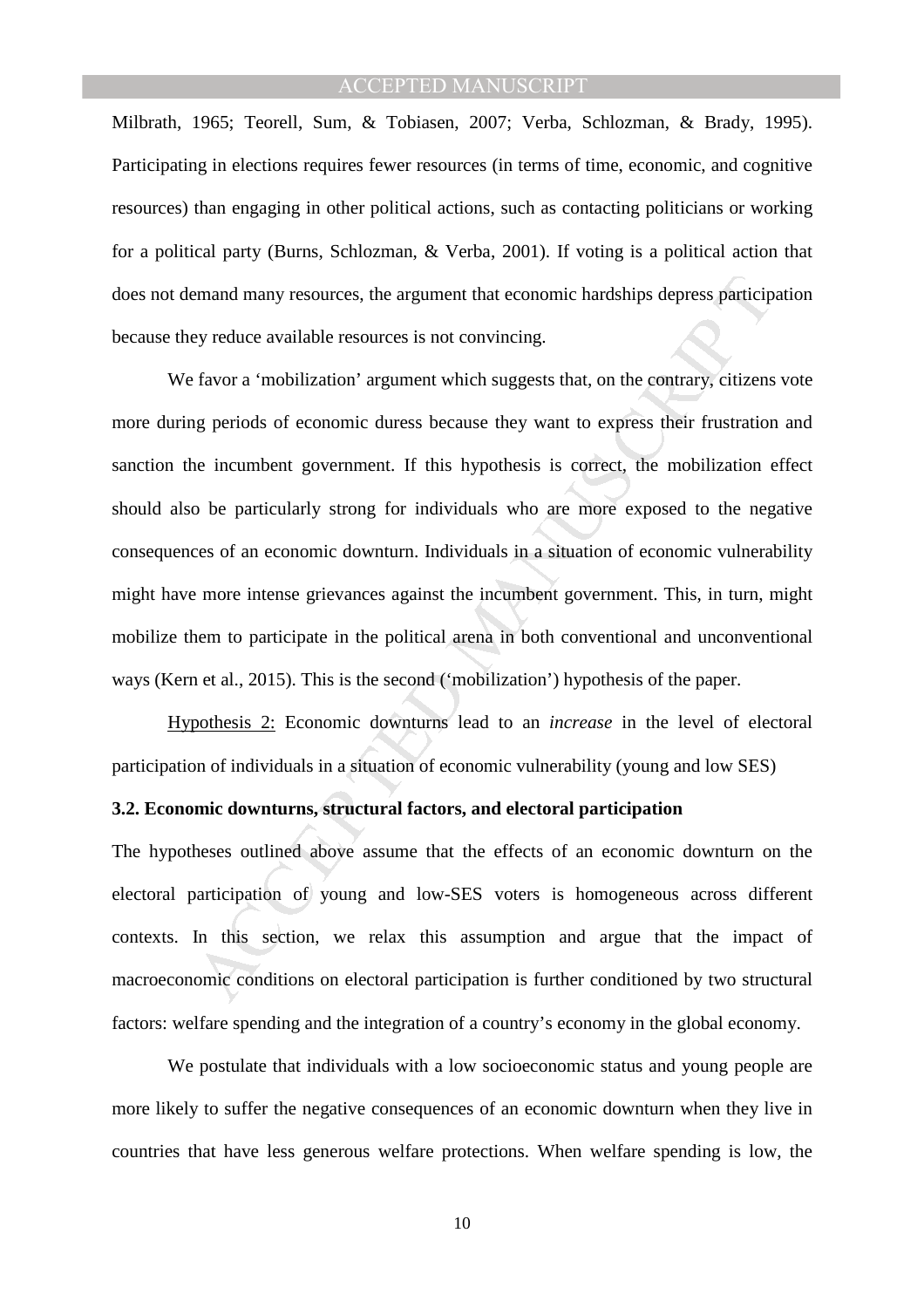Milbrath, 1965; Teorell, Sum, & Tobiasen, 2007; Verba, Schlozman, & Brady, 1995). Participating in elections requires fewer resources (in terms of time, economic, and cognitive resources) than engaging in other political actions, such as contacting politicians or working for a political party (Burns, Schlozman, & Verba, 2001). If voting is a political action that does not demand many resources, the argument that economic hardships depress participation because they reduce available resources is not convincing.

We favor a 'mobilization' argument which suggests that, on the contrary, citizens vote more during periods of economic duress because they want to express their frustration and sanction the incumbent government. If this hypothesis is correct, the mobilization effect should also be particularly strong for individuals who are more exposed to the negative consequences of an economic downturn. Individuals in a situation of economic vulnerability might have more intense grievances against the incumbent government. This, in turn, might mobilize them to participate in the political arena in both conventional and unconventional ways (Kern et al., 2015). This is the second ('mobilization') hypothesis of the paper.

Hypothesis 2: Economic downturns lead to an *increase* in the level of electoral participation of individuals in a situation of economic vulnerability (young and low SES)

**3.2. Economic downturns, structural factors, and electoral participation**

The hypotheses outlined above assume that the effects of an economic downturn on the electoral participation of young and low-SES voters is homogeneous across different contexts. In this section, we relax this assumption and argue that the impact of macroeconomic conditions on electoral participation is further conditioned by two structural factors: welfare spending and the integration of a country's economy in the global economy.

We postulate that individuals with a low socioeconomic status and young people are more likely to suffer the negative consequences of an economic downturn when they live in countries that have less generous welfare protections. When welfare spending is low, the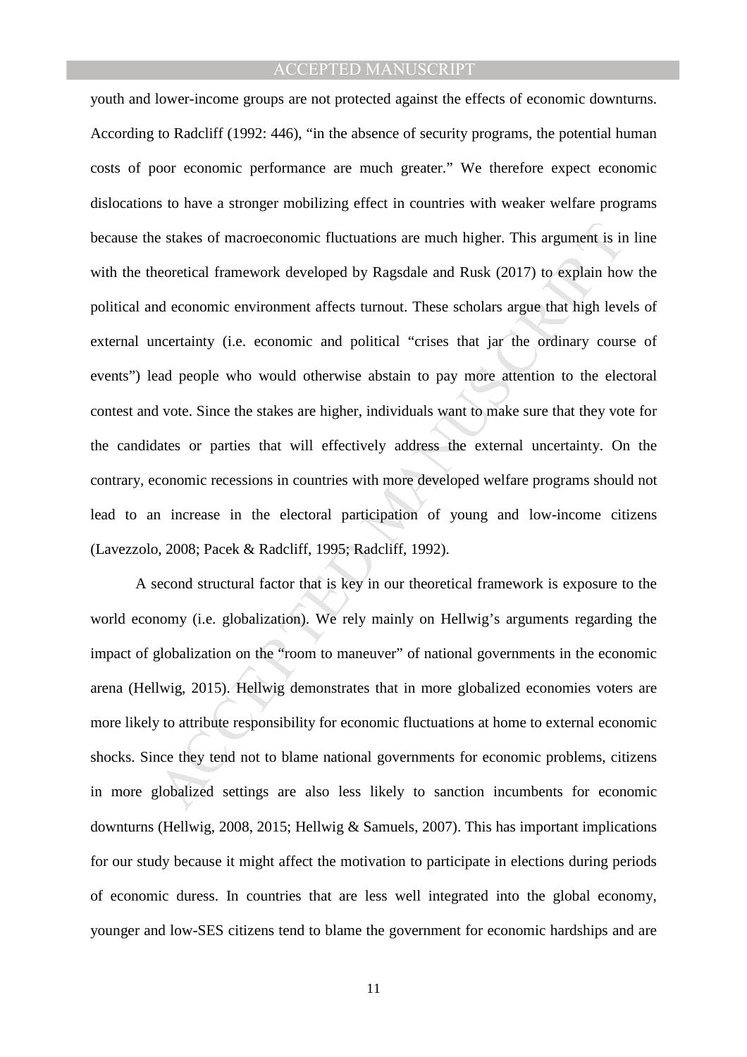youth and lower-income groups are not protected against the effects of economic downturns. According to Radcliff (1992: 446), "in the absence of security programs, the potential human costs of poor economic performance are much greater." We therefore expect economic dislocations to have a stronger mobilizing effect in countries with weaker welfare programs because the stakes of macroeconomic fluctuations are much higher. This argument is in line with the theoretical framework developed by Ragsdale and Rusk (2017) to explain how the political and economic environment affects turnout. These scholars argue that high levels of external uncertainty (i.e. economic and political "crises that jar the ordinary course of events") lead people who would otherwise abstain to pay more attention to the electoral contest and vote. Since the stakes are higher, individuals want to make sure that they vote for the candidates or parties that will effectively address the external uncertainty. On the contrary, economic recessions in countries with more developed welfare programs should not lead to an increase in the electoral participation of young and low-income citizens (Lavezzolo, 2008; Pacek & Radcliff, 1995; Radcliff, 1992).

A second structural factor that is key in our theoretical framework is exposure to the world economy (i.e. globalization). We rely mainly on Hellwig's arguments regarding the impact of globalization on the "room to maneuver" of national governments in the economic arena (Hellwig, 2015). Hellwig demonstrates that in more globalized economies voters are more likely to attribute responsibility for economic fluctuations at home to external economic shocks. Since they tend not to blame national governments for economic problems, citizens in more globalized settings are also less likely to sanction incumbents for economic downturns (Hellwig, 2008, 2015; Hellwig & Samuels, 2007). This has important implications for our study because it might affect the motivation to participate in elections during periods of economic duress. In countries that are less well integrated into the global economy, younger and low-SES citizens tend to blame the government for economic hardships and are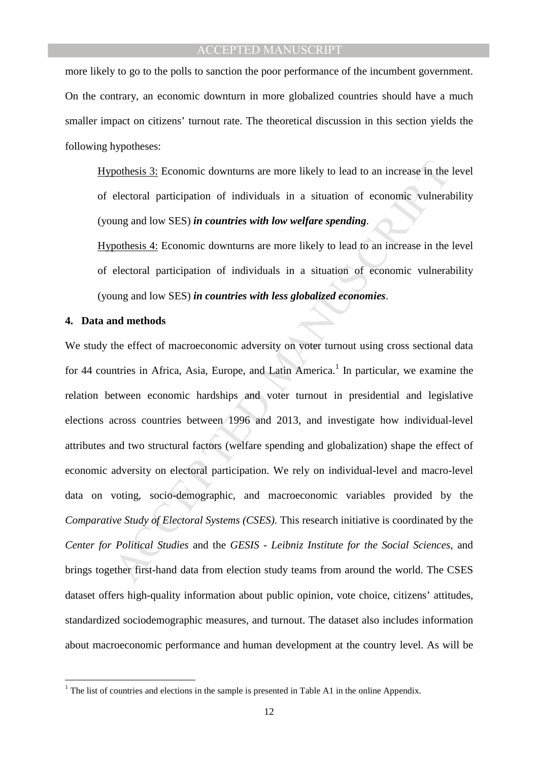more likely to go to the polls to sanction the poor performance of the incumbent government. On the contrary, an economic downturn in more globalized countries should have a much smaller impact on citizens' turnout rate. The theoretical discussion in this section yields the following hypotheses:

> Hypothesis 3: Economic downturns are more likely to lead to an increase in the level of electoral participation of individuals in a situation of economic vulnerability (young and low SES) ***in countries with low welfare spending***.
>
> Hypothesis 4: Economic downturns are more likely to lead to an increase in the level of electoral participation of individuals in a situation of economic vulnerability (young and low SES) ***in countries with less globalized economies***.

## 4. Data and methods

We study the effect of macroeconomic adversity on voter turnout using cross sectional data for 44 countries in Africa, Asia, Europe, and Latin America.[1] In particular, we examine the relation between economic hardships and voter turnout in presidential and legislative elections across countries between 1996 and 2013, and investigate how individual-level attributes and two structural factors (welfare spending and globalization) shape the effect of economic adversity on electoral participation. We rely on individual-level and macro-level data on voting, socio-demographic, and macroeconomic variables provided by the *Comparative Study of Electoral Systems (CSES).* This research initiative is coordinated by the *Center for Political Studies* and the *GESIS - Leibniz Institute for the Social Sciences*, and brings together first-hand data from election study teams from around the world. The CSES dataset offers high-quality information about public opinion, vote choice, citizens' attitudes, standardized sociodemographic measures, and turnout. The dataset also includes information about macroeconomic performance and human development at the country level. As will be

[1] The list of countries and elections in the sample is presented in Table A1 in the online Appendix.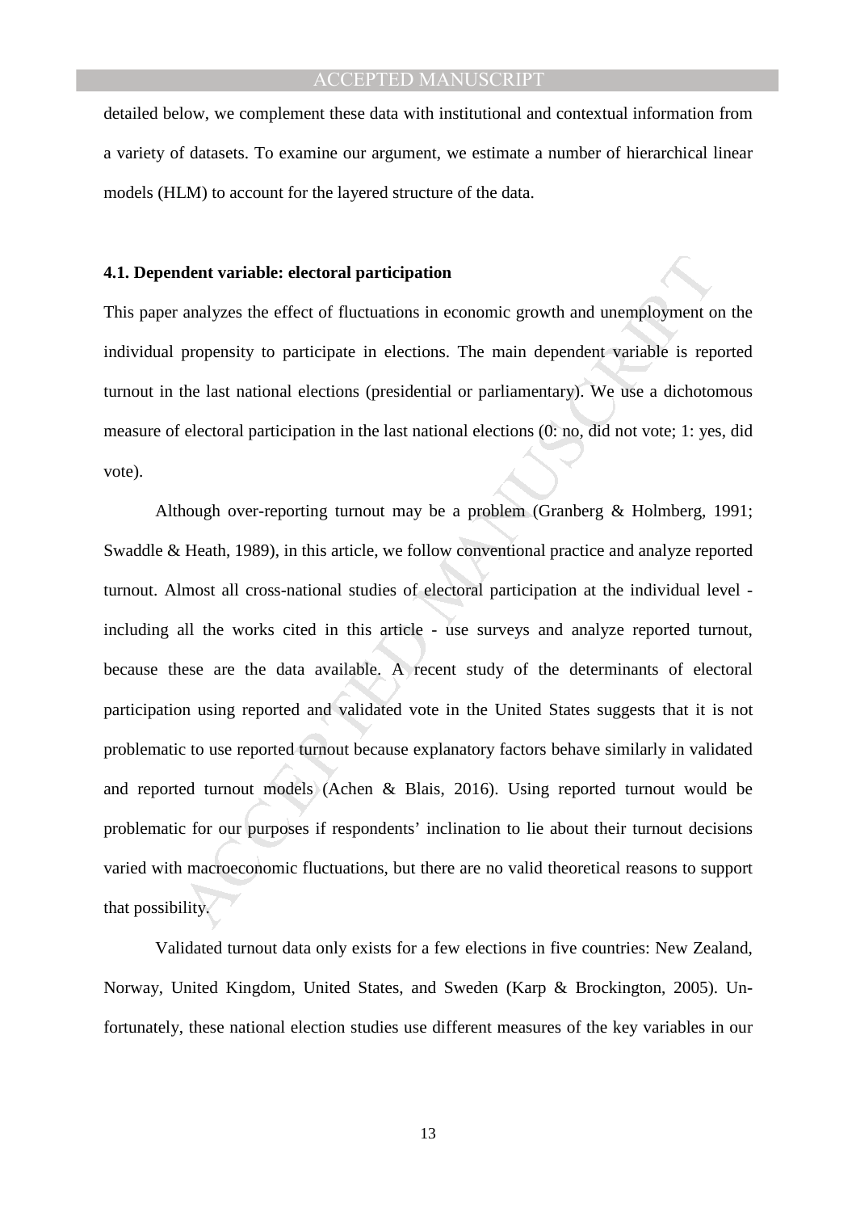detailed below, we complement these data with institutional and contextual information from a variety of datasets. To examine our argument, we estimate a number of hierarchical linear models (HLM) to account for the layered structure of the data.

#### 4.1. Dependent variable: electoral participation

This paper analyzes the effect of fluctuations in economic growth and unemployment on the individual propensity to participate in elections. The main dependent variable is reported turnout in the last national elections (presidential or parliamentary). We use a dichotomous measure of electoral participation in the last national elections (0: no, did not vote; 1: yes, did vote).

Although over-reporting turnout may be a problem (Granberg & Holmberg, 1991; Swaddle & Heath, 1989), in this article, we follow conventional practice and analyze reported turnout. Almost all cross-national studies of electoral participation at the individual level - including all the works cited in this article - use surveys and analyze reported turnout, because these are the data available. A recent study of the determinants of electoral participation using reported and validated vote in the United States suggests that it is not problematic to use reported turnout because explanatory factors behave similarly in validated and reported turnout models (Achen & Blais, 2016). Using reported turnout would be problematic for our purposes if respondents' inclination to lie about their turnout decisions varied with macroeconomic fluctuations, but there are no valid theoretical reasons to support that possibility.

Validated turnout data only exists for a few elections in five countries: New Zealand, Norway, United Kingdom, United States, and Sweden (Karp & Brockington, 2005). Unfortunately, these national election studies use different measures of the key variables in our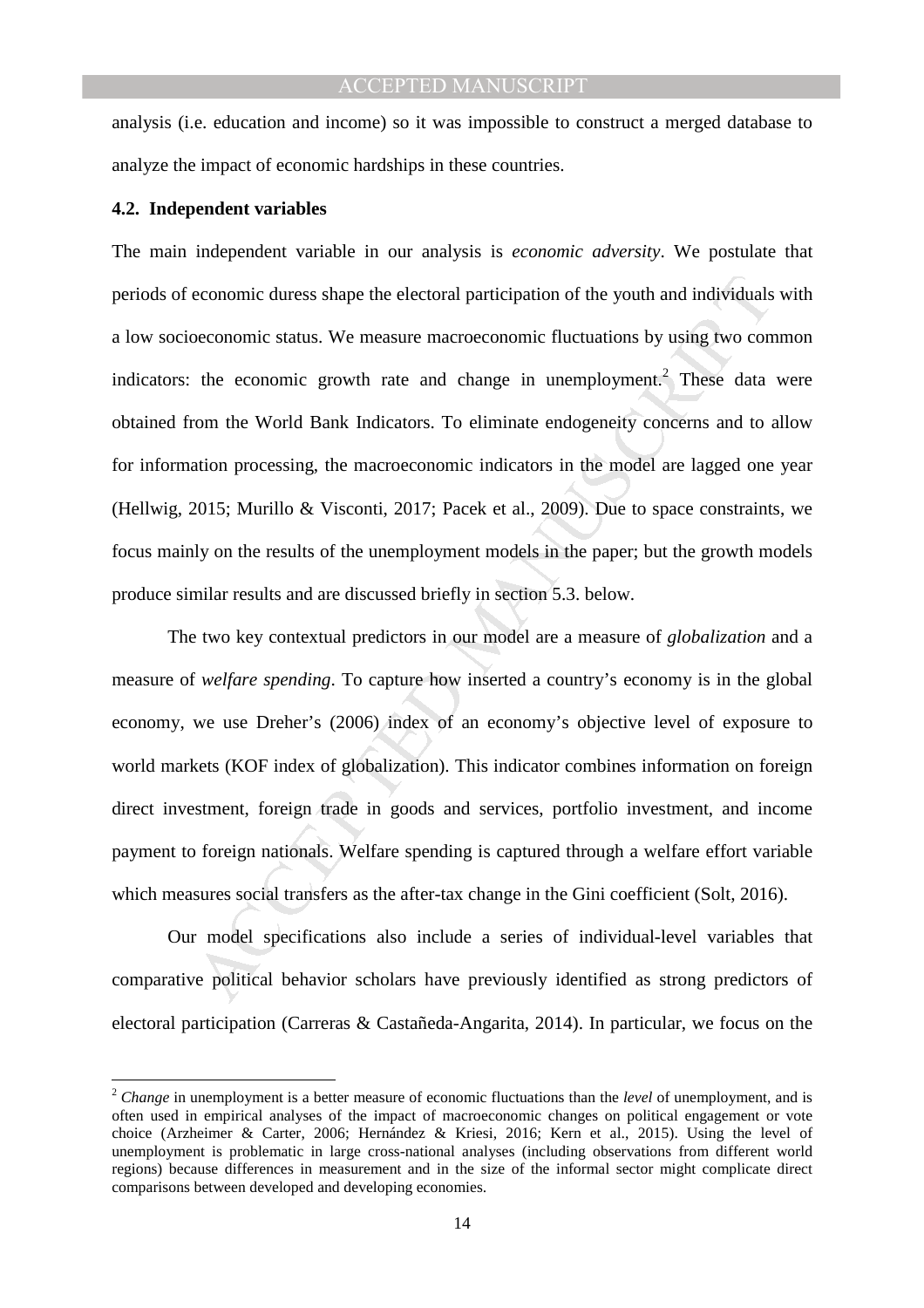analysis (i.e. education and income) so it was impossible to construct a merged database to analyze the impact of economic hardships in these countries.

### 4.2. Independent variables

The main independent variable in our analysis is *economic adversity*. We postulate that periods of economic duress shape the electoral participation of the youth and individuals with a low socioeconomic status. We measure macroeconomic fluctuations by using two common indicators: the economic growth rate and change in unemployment.[2] These data were obtained from the World Bank Indicators. To eliminate endogeneity concerns and to allow for information processing, the macroeconomic indicators in the model are lagged one year (Hellwig, 2015; Murillo & Visconti, 2017; Pacek et al., 2009). Due to space constraints, we focus mainly on the results of the unemployment models in the paper; but the growth models produce similar results and are discussed briefly in section 5.3. below.

The two key contextual predictors in our model are a measure of *globalization* and a measure of *welfare spending*. To capture how inserted a country's economy is in the global economy, we use Dreher's (2006) index of an economy's objective level of exposure to world markets (KOF index of globalization). This indicator combines information on foreign direct investment, foreign trade in goods and services, portfolio investment, and income payment to foreign nationals. Welfare spending is captured through a welfare effort variable which measures social transfers as the after-tax change in the Gini coefficient (Solt, 2016).

Our model specifications also include a series of individual-level variables that comparative political behavior scholars have previously identified as strong predictors of electoral participation (Carreras & Castañeda-Angarita, 2014). In particular, we focus on the

---

[2] *Change* in unemployment is a better measure of economic fluctuations than the *level* of unemployment, and is often used in empirical analyses of the impact of macroeconomic changes on political engagement or vote choice (Arzheimer & Carter, 2006; Hernández & Kriesi, 2016; Kern et al., 2015). Using the level of unemployment is problematic in large cross-national analyses (including observations from different world regions) because differences in measurement and in the size of the informal sector might complicate direct comparisons between developed and developing economies.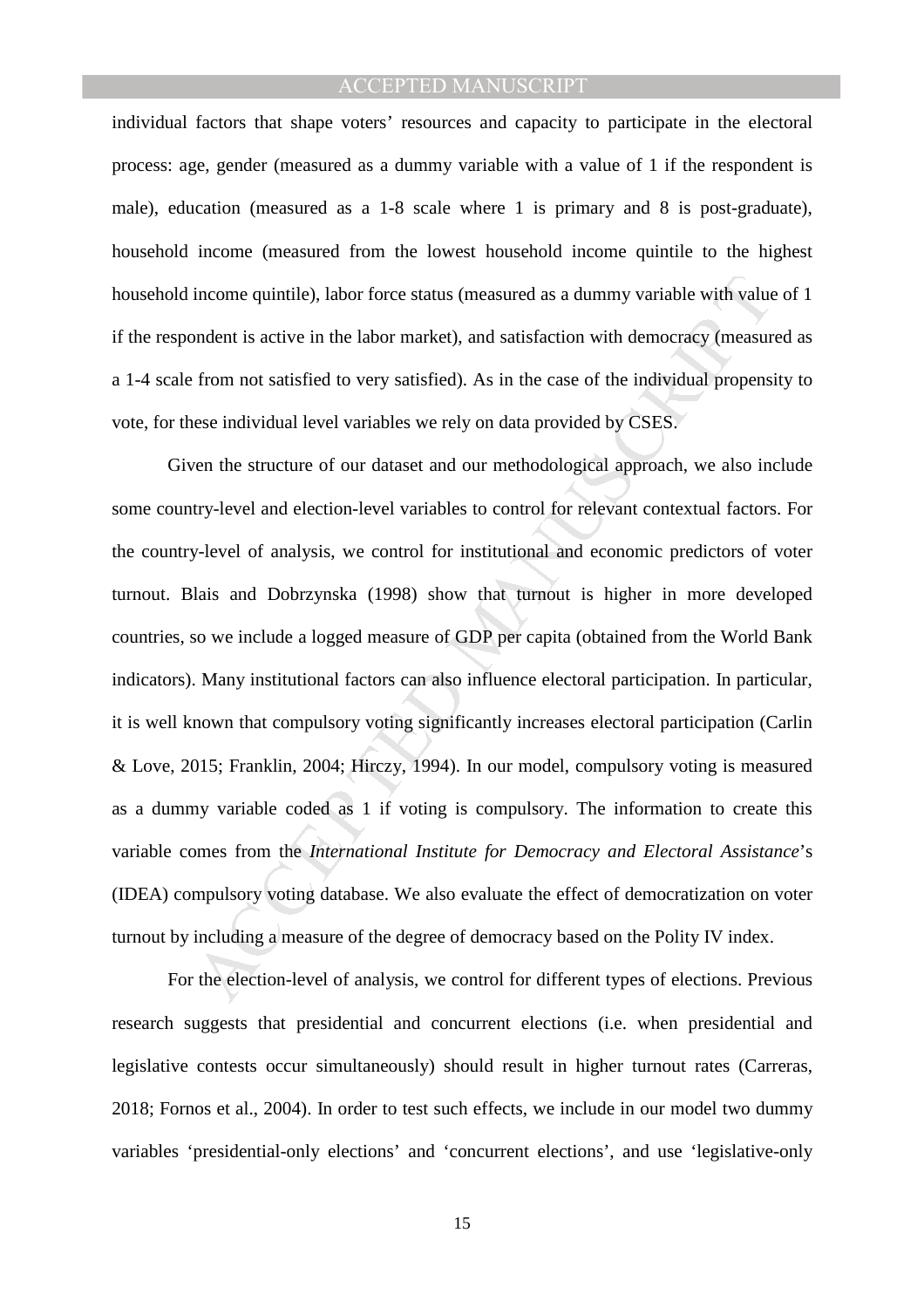individual factors that shape voters' resources and capacity to participate in the electoral process: age, gender (measured as a dummy variable with a value of 1 if the respondent is male), education (measured as a 1-8 scale where 1 is primary and 8 is post-graduate), household income (measured from the lowest household income quintile to the highest household income quintile), labor force status (measured as a dummy variable with value of 1 if the respondent is active in the labor market), and satisfaction with democracy (measured as a 1-4 scale from not satisfied to very satisfied). As in the case of the individual propensity to vote, for these individual level variables we rely on data provided by CSES.

Given the structure of our dataset and our methodological approach, we also include some country-level and election-level variables to control for relevant contextual factors. For the country-level of analysis, we control for institutional and economic predictors of voter turnout. Blais and Dobrzynska (1998) show that turnout is higher in more developed countries, so we include a logged measure of GDP per capita (obtained from the World Bank indicators). Many institutional factors can also influence electoral participation. In particular, it is well known that compulsory voting significantly increases electoral participation (Carlin & Love, 2015; Franklin, 2004; Hirczy, 1994). In our model, compulsory voting is measured as a dummy variable coded as 1 if voting is compulsory. The information to create this variable comes from the *International Institute for Democracy and Electoral Assistance*'s (IDEA) compulsory voting database. We also evaluate the effect of democratization on voter turnout by including a measure of the degree of democracy based on the Polity IV index.

For the election-level of analysis, we control for different types of elections. Previous research suggests that presidential and concurrent elections (i.e. when presidential and legislative contests occur simultaneously) should result in higher turnout rates (Carreras, 2018; Fornos et al., 2004). In order to test such effects, we include in our model two dummy variables 'presidential-only elections' and 'concurrent elections', and use 'legislative-only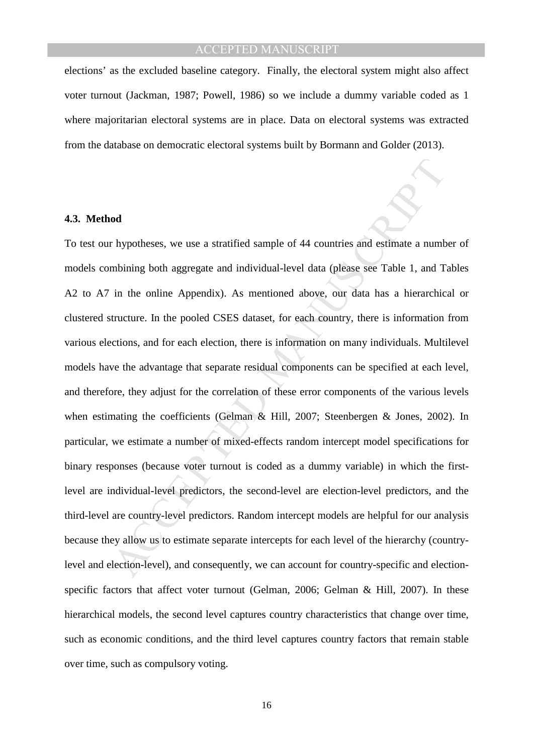elections' as the excluded baseline category. Finally, the electoral system might also affect voter turnout (Jackman, 1987; Powell, 1986) so we include a dummy variable coded as 1 where majoritarian electoral systems are in place. Data on electoral systems was extracted from the database on democratic electoral systems built by Bormann and Golder (2013).

#### 4.3. Method

To test our hypotheses, we use a stratified sample of 44 countries and estimate a number of models combining both aggregate and individual-level data (please see Table 1, and Tables A2 to A7 in the online Appendix). As mentioned above, our data has a hierarchical or clustered structure. In the pooled CSES dataset, for each country, there is information from various elections, and for each election, there is information on many individuals. Multilevel models have the advantage that separate residual components can be specified at each level, and therefore, they adjust for the correlation of these error components of the various levels when estimating the coefficients (Gelman & Hill, 2007; Steenbergen & Jones, 2002). In particular, we estimate a number of mixed-effects random intercept model specifications for binary responses (because voter turnout is coded as a dummy variable) in which the first-level are individual-level predictors, the second-level are election-level predictors, and the third-level are country-level predictors. Random intercept models are helpful for our analysis because they allow us to estimate separate intercepts for each level of the hierarchy (country-level and election-level), and consequently, we can account for country-specific and election-specific factors that affect voter turnout (Gelman, 2006; Gelman & Hill, 2007). In these hierarchical models, the second level captures country characteristics that change over time, such as economic conditions, and the third level captures country factors that remain stable over time, such as compulsory voting.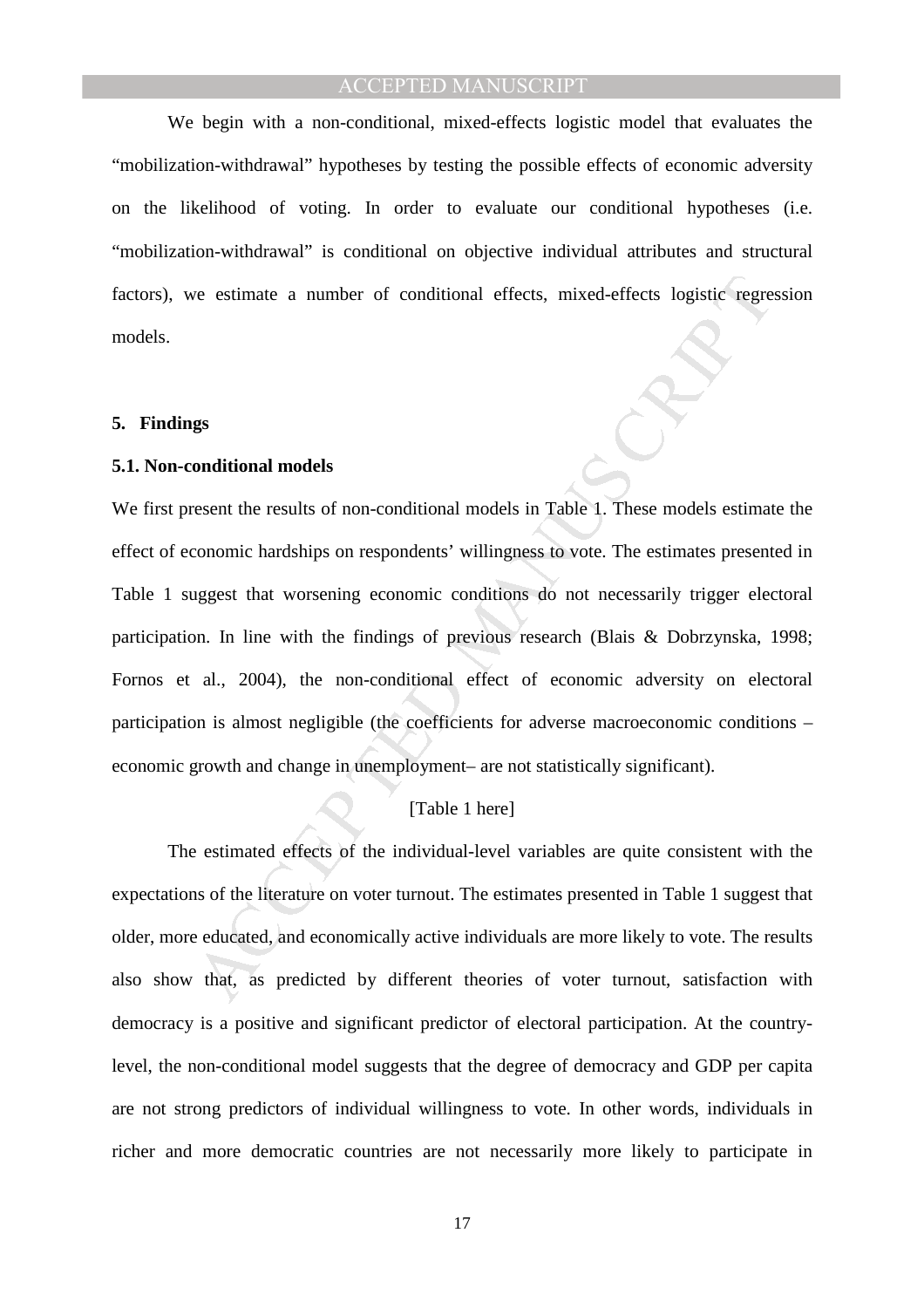We begin with a non-conditional, mixed-effects logistic model that evaluates the "mobilization-withdrawal" hypotheses by testing the possible effects of economic adversity on the likelihood of voting. In order to evaluate our conditional hypotheses (i.e. "mobilization-withdrawal" is conditional on objective individual attributes and structural factors), we estimate a number of conditional effects, mixed-effects logistic regression models.

## 5. Findings

### 5.1. Non-conditional models

We first present the results of non-conditional models in Table 1. These models estimate the effect of economic hardships on respondents' willingness to vote. The estimates presented in Table 1 suggest that worsening economic conditions do not necessarily trigger electoral participation. In line with the findings of previous research (Blais & Dobrzynska, 1998; Fornos et al., 2004), the non-conditional effect of economic adversity on electoral participation is almost negligible (the coefficients for adverse macroeconomic conditions – economic growth and change in unemployment– are not statistically significant).

[Table 1 here]

The estimated effects of the individual-level variables are quite consistent with the expectations of the literature on voter turnout. The estimates presented in Table 1 suggest that older, more educated, and economically active individuals are more likely to vote. The results also show that, as predicted by different theories of voter turnout, satisfaction with democracy is a positive and significant predictor of electoral participation. At the country-level, the non-conditional model suggests that the degree of democracy and GDP per capita are not strong predictors of individual willingness to vote. In other words, individuals in richer and more democratic countries are not necessarily more likely to participate in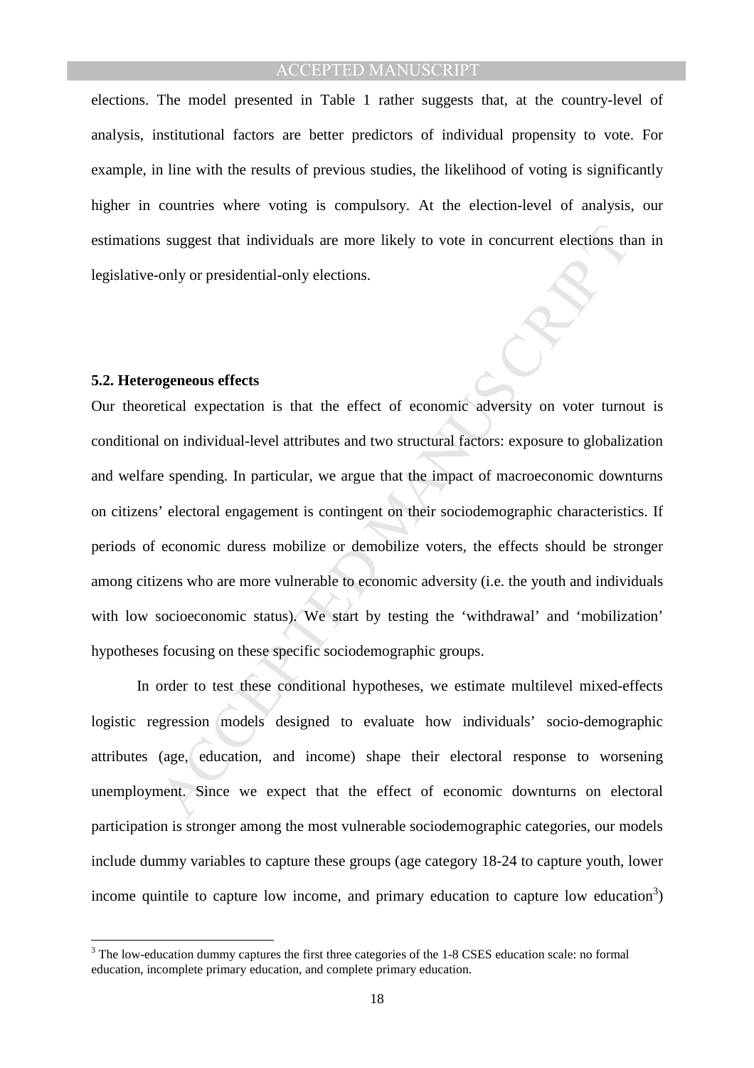elections. The model presented in Table 1 rather suggests that, at the country-level of analysis, institutional factors are better predictors of individual propensity to vote. For example, in line with the results of previous studies, the likelihood of voting is significantly higher in countries where voting is compulsory. At the election-level of analysis, our estimations suggest that individuals are more likely to vote in concurrent elections than in legislative-only or presidential-only elections.

### 5.2. Heterogeneous effects

Our theoretical expectation is that the effect of economic adversity on voter turnout is conditional on individual-level attributes and two structural factors: exposure to globalization and welfare spending. In particular, we argue that the impact of macroeconomic downturns on citizens' electoral engagement is contingent on their sociodemographic characteristics. If periods of economic duress mobilize or demobilize voters, the effects should be stronger among citizens who are more vulnerable to economic adversity (i.e. the youth and individuals with low socioeconomic status). We start by testing the 'withdrawal' and 'mobilization' hypotheses focusing on these specific sociodemographic groups.

In order to test these conditional hypotheses, we estimate multilevel mixed-effects logistic regression models designed to evaluate how individuals' socio-demographic attributes (age, education, and income) shape their electoral response to worsening unemployment. Since we expect that the effect of economic downturns on electoral participation is stronger among the most vulnerable sociodemographic categories, our models include dummy variables to capture these groups (age category 18-24 to capture youth, lower income quintile to capture low income, and primary education to capture low education[3])

[3] The low-education dummy captures the first three categories of the 1-8 CSES education scale: no formal education, incomplete primary education, and complete primary education.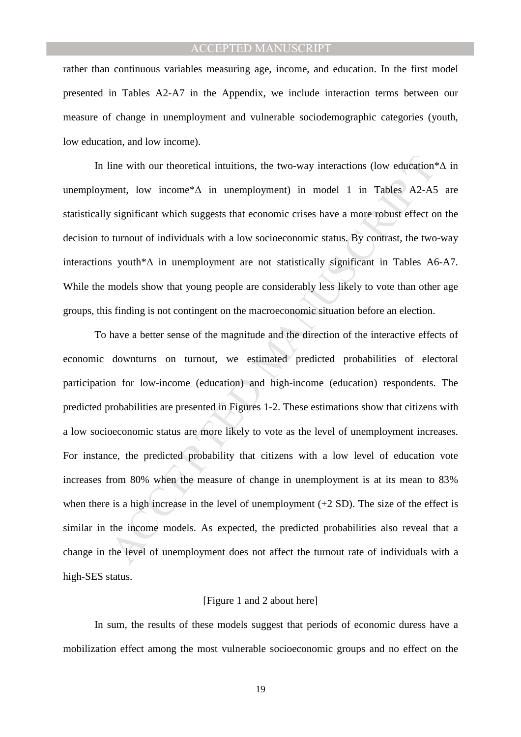rather than continuous variables measuring age, income, and education. In the first model presented in Tables A2-A7 in the Appendix, we include interaction terms between our measure of change in unemployment and vulnerable sociodemographic categories (youth, low education, and low income).

In line with our theoretical intuitions, the two-way interactions (low education*$\Delta$ in unemployment, low income*$\Delta$ in unemployment) in model 1 in Tables A2-A5 are statistically significant which suggests that economic crises have a more robust effect on the decision to turnout of individuals with a low socioeconomic status. By contrast, the two-way interactions youth*$\Delta$ in unemployment are not statistically significant in Tables A6-A7. While the models show that young people are considerably less likely to vote than other age groups, this finding is not contingent on the macroeconomic situation before an election.

To have a better sense of the magnitude and the direction of the interactive effects of economic downturns on turnout, we estimated predicted probabilities of electoral participation for low-income (education) and high-income (education) respondents. The predicted probabilities are presented in Figures 1-2. These estimations show that citizens with a low socioeconomic status are more likely to vote as the level of unemployment increases. For instance, the predicted probability that citizens with a low level of education vote increases from 80% when the measure of change in unemployment is at its mean to 83% when there is a high increase in the level of unemployment (+2 SD). The size of the effect is similar in the income models. As expected, the predicted probabilities also reveal that a change in the level of unemployment does not affect the turnout rate of individuals with a high-SES status.

[Figure 1 and 2 about here]

In sum, the results of these models suggest that periods of economic duress have a mobilization effect among the most vulnerable socioeconomic groups and no effect on the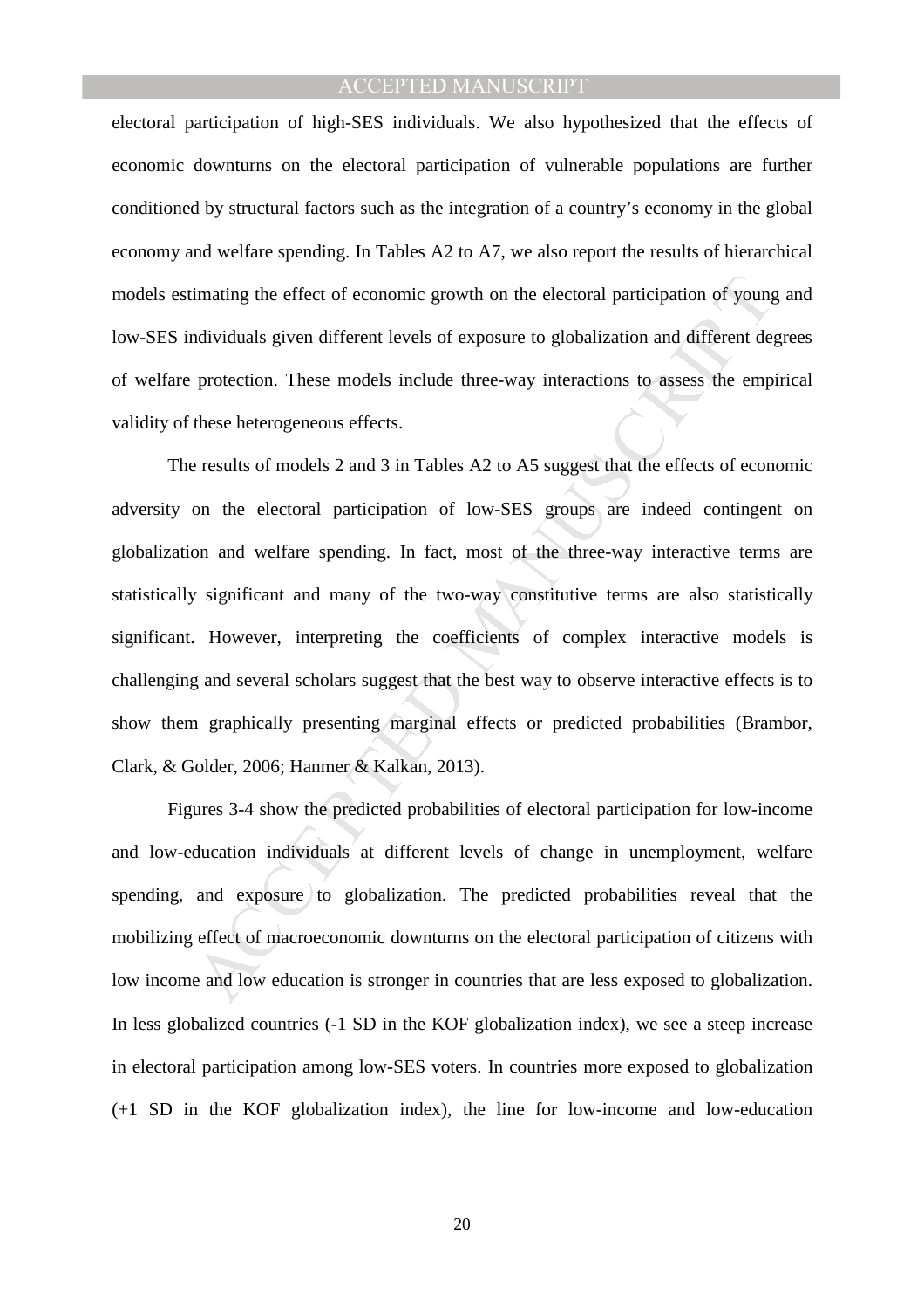electoral participation of high-SES individuals. We also hypothesized that the effects of economic downturns on the electoral participation of vulnerable populations are further conditioned by structural factors such as the integration of a country's economy in the global economy and welfare spending. In Tables A2 to A7, we also report the results of hierarchical models estimating the effect of economic growth on the electoral participation of young and low-SES individuals given different levels of exposure to globalization and different degrees of welfare protection. These models include three-way interactions to assess the empirical validity of these heterogeneous effects.

The results of models 2 and 3 in Tables A2 to A5 suggest that the effects of economic adversity on the electoral participation of low-SES groups are indeed contingent on globalization and welfare spending. In fact, most of the three-way interactive terms are statistically significant and many of the two-way constitutive terms are also statistically significant. However, interpreting the coefficients of complex interactive models is challenging and several scholars suggest that the best way to observe interactive effects is to show them graphically presenting marginal effects or predicted probabilities (Brambor, Clark, & Golder, 2006; Hanmer & Kalkan, 2013).

Figures 3-4 show the predicted probabilities of electoral participation for low-income and low-education individuals at different levels of change in unemployment, welfare spending, and exposure to globalization. The predicted probabilities reveal that the mobilizing effect of macroeconomic downturns on the electoral participation of citizens with low income and low education is stronger in countries that are less exposed to globalization. In less globalized countries (-1 SD in the KOF globalization index), we see a steep increase in electoral participation among low-SES voters. In countries more exposed to globalization (+1 SD in the KOF globalization index), the line for low-income and low-education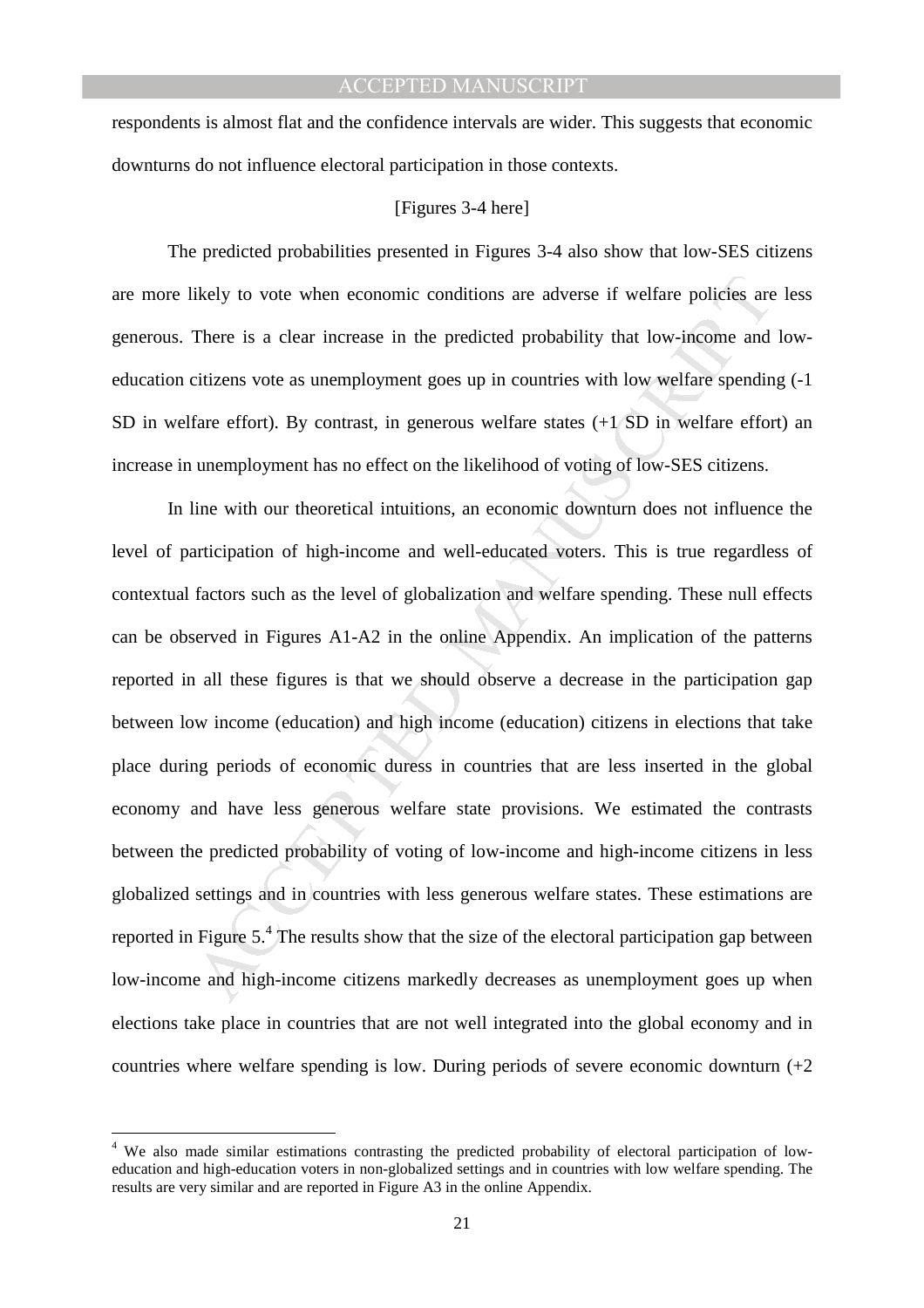respondents is almost flat and the confidence intervals are wider. This suggests that economic downturns do not influence electoral participation in those contexts.

[Figures 3-4 here]

The predicted probabilities presented in Figures 3-4 also show that low-SES citizens are more likely to vote when economic conditions are adverse if welfare policies are less generous. There is a clear increase in the predicted probability that low-income and low-education citizens vote as unemployment goes up in countries with low welfare spending (-1 SD in welfare effort). By contrast, in generous welfare states (+1 SD in welfare effort) an increase in unemployment has no effect on the likelihood of voting of low-SES citizens.

In line with our theoretical intuitions, an economic downturn does not influence the level of participation of high-income and well-educated voters. This is true regardless of contextual factors such as the level of globalization and welfare spending. These null effects can be observed in Figures A1-A2 in the online Appendix. An implication of the patterns reported in all these figures is that we should observe a decrease in the participation gap between low income (education) and high income (education) citizens in elections that take place during periods of economic duress in countries that are less inserted in the global economy and have less generous welfare state provisions. We estimated the contrasts between the predicted probability of voting of low-income and high-income citizens in less globalized settings and in countries with less generous welfare states. These estimations are reported in Figure 5.[4] The results show that the size of the electoral participation gap between low-income and high-income citizens markedly decreases as unemployment goes up when elections take place in countries that are not well integrated into the global economy and in countries where welfare spending is low. During periods of severe economic downturn (+2

---

[4] We also made similar estimations contrasting the predicted probability of electoral participation of low-education and high-education voters in non-globalized settings and in countries with low welfare spending. The results are very similar and are reported in Figure A3 in the online Appendix.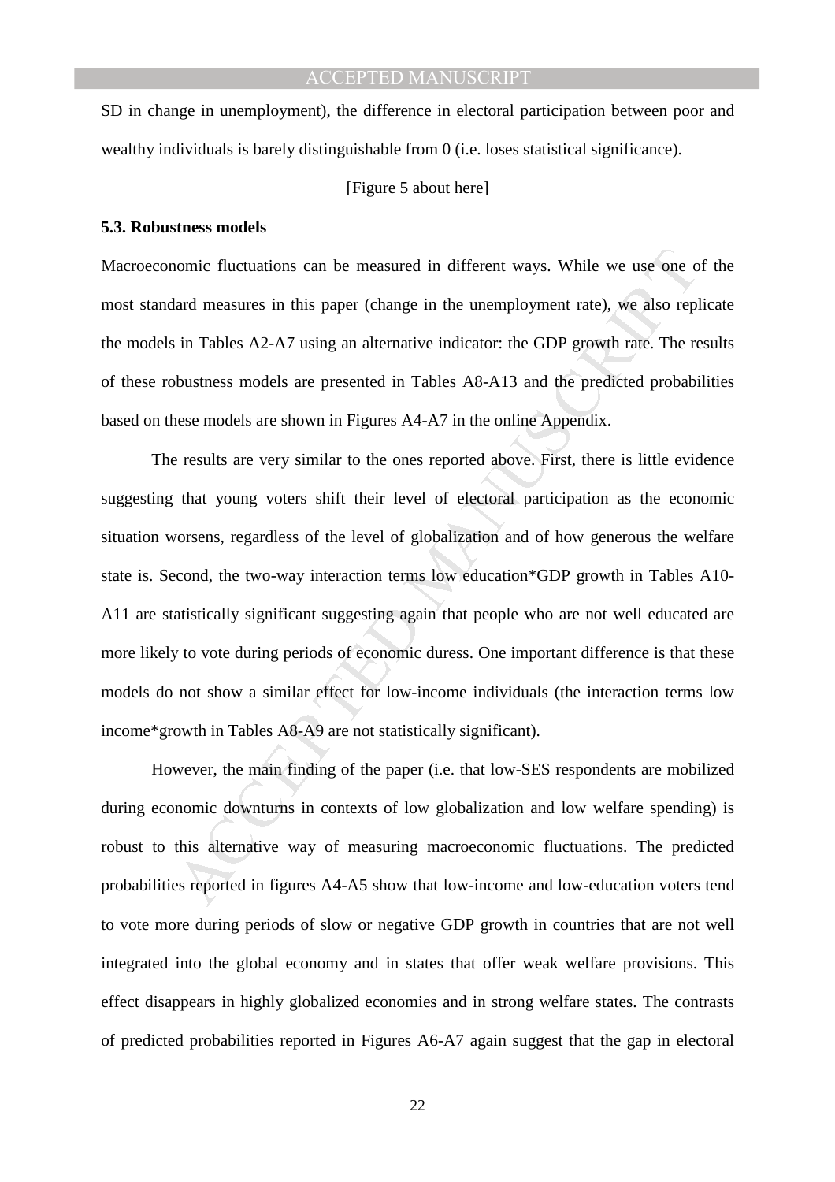SD in change in unemployment), the difference in electoral participation between poor and wealthy individuals is barely distinguishable from 0 (i.e. loses statistical significance).

[Figure 5 about here]

### 5.3. Robustness models

Macroeconomic fluctuations can be measured in different ways. While we use one of the most standard measures in this paper (change in the unemployment rate), we also replicate the models in Tables A2-A7 using an alternative indicator: the GDP growth rate. The results of these robustness models are presented in Tables A8-A13 and the predicted probabilities based on these models are shown in Figures A4-A7 in the online Appendix.

The results are very similar to the ones reported above. First, there is little evidence suggesting that young voters shift their level of electoral participation as the economic situation worsens, regardless of the level of globalization and of how generous the welfare state is. Second, the two-way interaction terms low education*GDP growth in Tables A10-A11 are statistically significant suggesting again that people who are not well educated are more likely to vote during periods of economic duress. One important difference is that these models do not show a similar effect for low-income individuals (the interaction terms low income*growth in Tables A8-A9 are not statistically significant).

However, the main finding of the paper (i.e. that low-SES respondents are mobilized during economic downturns in contexts of low globalization and low welfare spending) is robust to this alternative way of measuring macroeconomic fluctuations. The predicted probabilities reported in figures A4-A5 show that low-income and low-education voters tend to vote more during periods of slow or negative GDP growth in countries that are not well integrated into the global economy and in states that offer weak welfare provisions. This effect disappears in highly globalized economies and in strong welfare states. The contrasts of predicted probabilities reported in Figures A6-A7 again suggest that the gap in electoral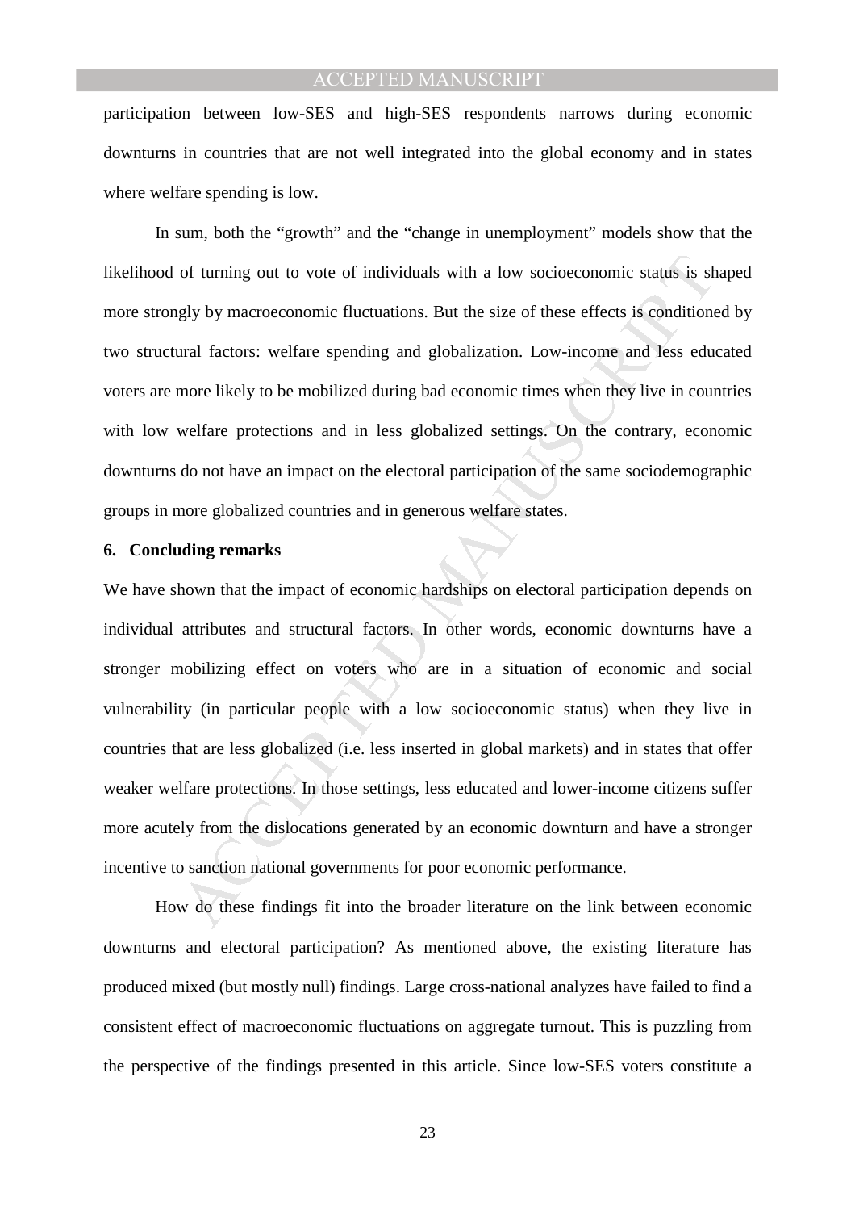participation between low-SES and high-SES respondents narrows during economic downturns in countries that are not well integrated into the global economy and in states where welfare spending is low.

In sum, both the "growth" and the "change in unemployment" models show that the likelihood of turning out to vote of individuals with a low socioeconomic status is shaped more strongly by macroeconomic fluctuations. But the size of these effects is conditioned by two structural factors: welfare spending and globalization. Low-income and less educated voters are more likely to be mobilized during bad economic times when they live in countries with low welfare protections and in less globalized settings. On the contrary, economic downturns do not have an impact on the electoral participation of the same sociodemographic groups in more globalized countries and in generous welfare states.

## 6. Concluding remarks

We have shown that the impact of economic hardships on electoral participation depends on individual attributes and structural factors. In other words, economic downturns have a stronger mobilizing effect on voters who are in a situation of economic and social vulnerability (in particular people with a low socioeconomic status) when they live in countries that are less globalized (i.e. less inserted in global markets) and in states that offer weaker welfare protections. In those settings, less educated and lower-income citizens suffer more acutely from the dislocations generated by an economic downturn and have a stronger incentive to sanction national governments for poor economic performance.

How do these findings fit into the broader literature on the link between economic downturns and electoral participation? As mentioned above, the existing literature has produced mixed (but mostly null) findings. Large cross-national analyzes have failed to find a consistent effect of macroeconomic fluctuations on aggregate turnout. This is puzzling from the perspective of the findings presented in this article. Since low-SES voters constitute a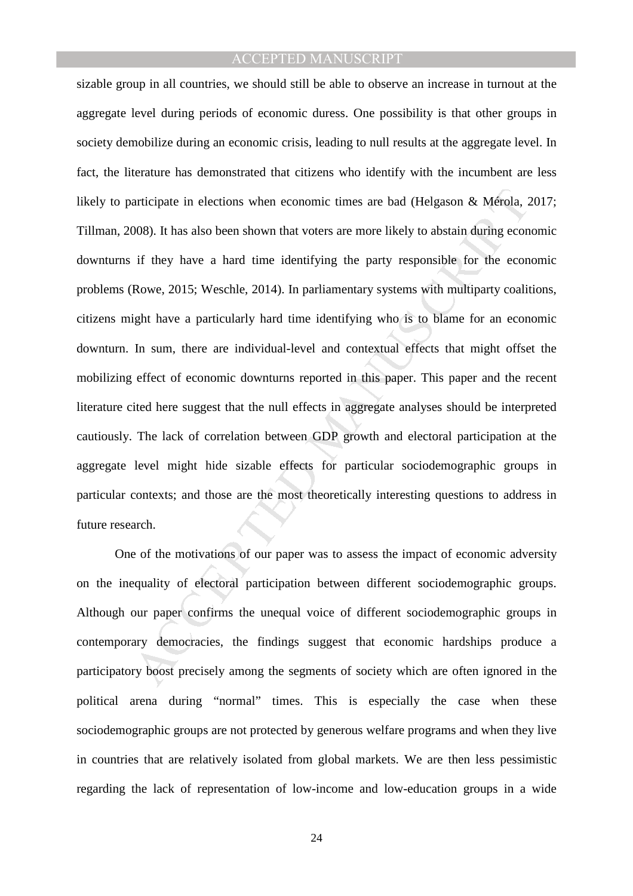sizable group in all countries, we should still be able to observe an increase in turnout at the aggregate level during periods of economic duress. One possibility is that other groups in society demobilize during an economic crisis, leading to null results at the aggregate level. In fact, the literature has demonstrated that citizens who identify with the incumbent are less likely to participate in elections when economic times are bad (Helgason & Mérola, 2017; Tillman, 2008). It has also been shown that voters are more likely to abstain during economic downturns if they have a hard time identifying the party responsible for the economic problems (Rowe, 2015; Weschle, 2014). In parliamentary systems with multiparty coalitions, citizens might have a particularly hard time identifying who is to blame for an economic downturn. In sum, there are individual-level and contextual effects that might offset the mobilizing effect of economic downturns reported in this paper. This paper and the recent literature cited here suggest that the null effects in aggregate analyses should be interpreted cautiously. The lack of correlation between GDP growth and electoral participation at the aggregate level might hide sizable effects for particular sociodemographic groups in particular contexts; and those are the most theoretically interesting questions to address in future research.

One of the motivations of our paper was to assess the impact of economic adversity on the inequality of electoral participation between different sociodemographic groups. Although our paper confirms the unequal voice of different sociodemographic groups in contemporary democracies, the findings suggest that economic hardships produce a participatory boost precisely among the segments of society which are often ignored in the political arena during "normal" times. This is especially the case when these sociodemographic groups are not protected by generous welfare programs and when they live in countries that are relatively isolated from global markets. We are then less pessimistic regarding the lack of representation of low-income and low-education groups in a wide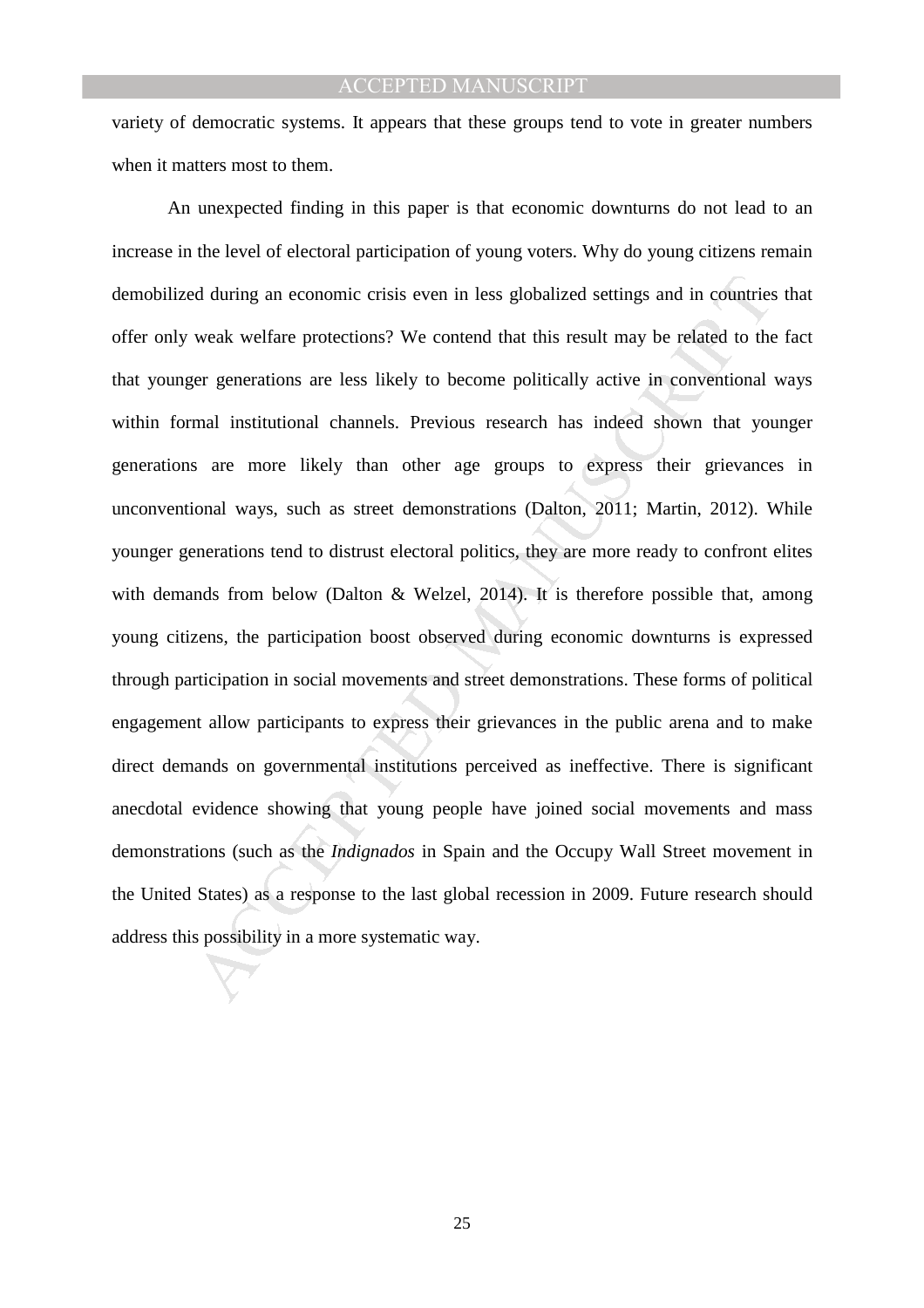variety of democratic systems. It appears that these groups tend to vote in greater numbers when it matters most to them.

An unexpected finding in this paper is that economic downturns do not lead to an increase in the level of electoral participation of young voters. Why do young citizens remain demobilized during an economic crisis even in less globalized settings and in countries that offer only weak welfare protections? We contend that this result may be related to the fact that younger generations are less likely to become politically active in conventional ways within formal institutional channels. Previous research has indeed shown that younger generations are more likely than other age groups to express their grievances in unconventional ways, such as street demonstrations (Dalton, 2011; Martin, 2012). While younger generations tend to distrust electoral politics, they are more ready to confront elites with demands from below (Dalton & Welzel, 2014). It is therefore possible that, among young citizens, the participation boost observed during economic downturns is expressed through participation in social movements and street demonstrations. These forms of political engagement allow participants to express their grievances in the public arena and to make direct demands on governmental institutions perceived as ineffective. There is significant anecdotal evidence showing that young people have joined social movements and mass demonstrations (such as the *Indignados* in Spain and the Occupy Wall Street movement in the United States) as a response to the last global recession in 2009. Future research should address this possibility in a more systematic way.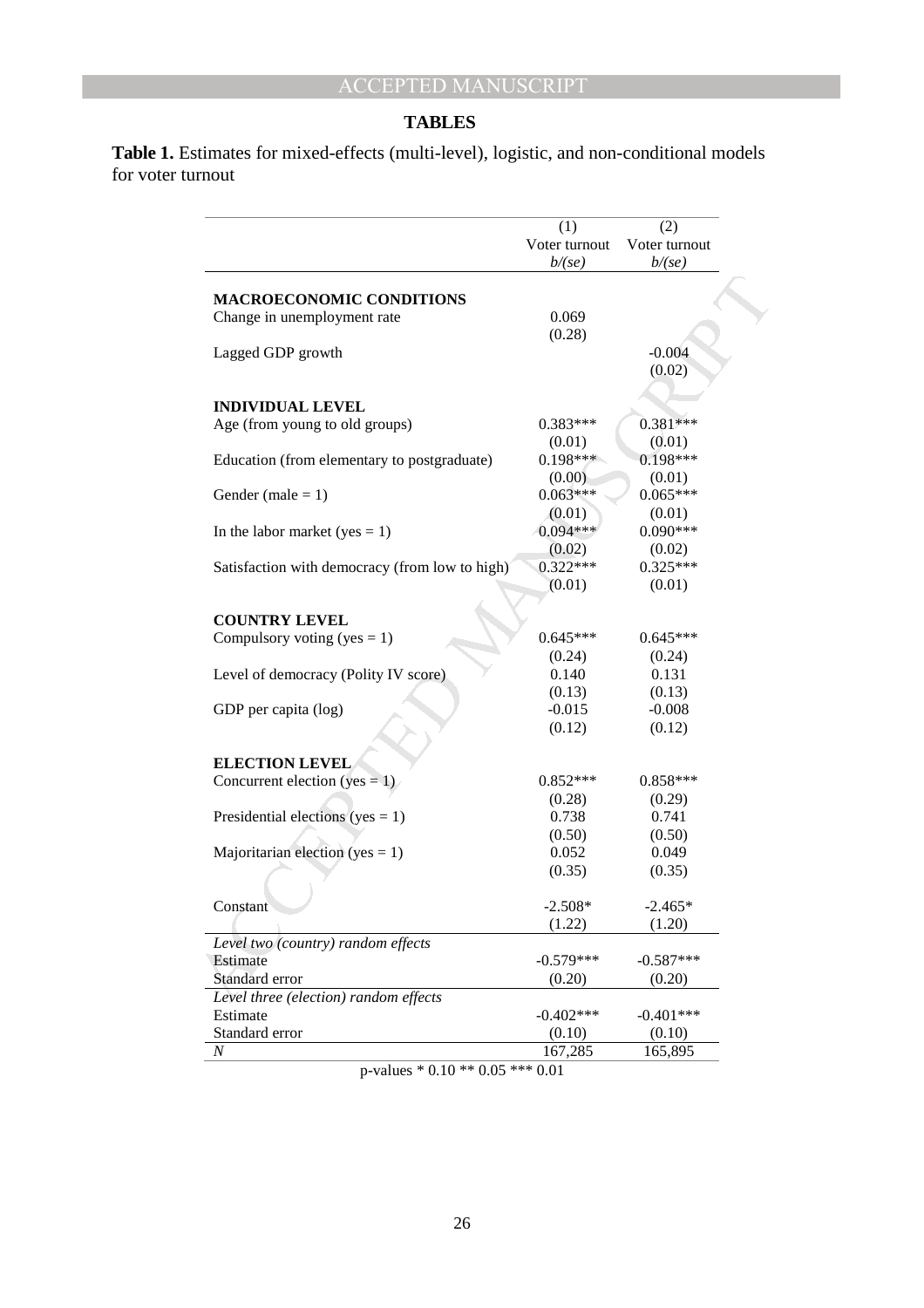## TABLES

**Table 1.** Estimates for mixed-effects (multi-level), logistic, and non-conditional models for voter turnout

| | (1) Voter turnout *b/(se)* | (2) Voter turnout *b/(se)* |
|---|---|---|
| **MACROECONOMIC CONDITIONS** | | |
| Change in unemployment rate | 0.069 | |
| | (0.28) | |
| Lagged GDP growth | | -0.004 |
| | | (0.02) |
| **INDIVIDUAL LEVEL** | | |
| Age (from young to old groups) | 0.383*** | 0.381*** |
| | (0.01) | (0.01) |
| Education (from elementary to postgraduate) | 0.198*** | 0.198*** |
| | (0.00) | (0.01) |
| Gender (male = 1) | 0.063*** | 0.065*** |
| | (0.01) | (0.01) |
| In the labor market (yes = 1) | 0.094*** | 0.090*** |
| | (0.02) | (0.02) |
| Satisfaction with democracy (from low to high) | 0.322*** | 0.325*** |
| | (0.01) | (0.01) |
| **COUNTRY LEVEL** | | |
| Compulsory voting (yes = 1) | 0.645*** | 0.645*** |
| | (0.24) | (0.24) |
| Level of democracy (Polity IV score) | 0.140 | 0.131 |
| | (0.13) | (0.13) |
| GDP per capita (log) | -0.015 | -0.008 |
| | (0.12) | (0.12) |
| **ELECTION LEVEL** | | |
| Concurrent election (yes = 1) | 0.852*** | 0.858*** |
| | (0.28) | (0.29) |
| Presidential elections (yes = 1) | 0.738 | 0.741 |
| | (0.50) | (0.50) |
| Majoritarian election (yes = 1) | 0.052 | 0.049 |
| | (0.35) | (0.35) |
| Constant | -2.508* | -2.465* |
| | (1.22) | (1.20) |
| *Level two (country) random effects* | | |
| Estimate | -0.579*** | -0.587*** |
| Standard error | (0.20) | (0.20) |
| *Level three (election) random effects* | | |
| Estimate | -0.402*** | -0.401*** |
| Standard error | (0.10) | (0.10) |
| *N* | 167,285 | 165,895 |

p-values * 0.10 ** 0.05 *** 0.01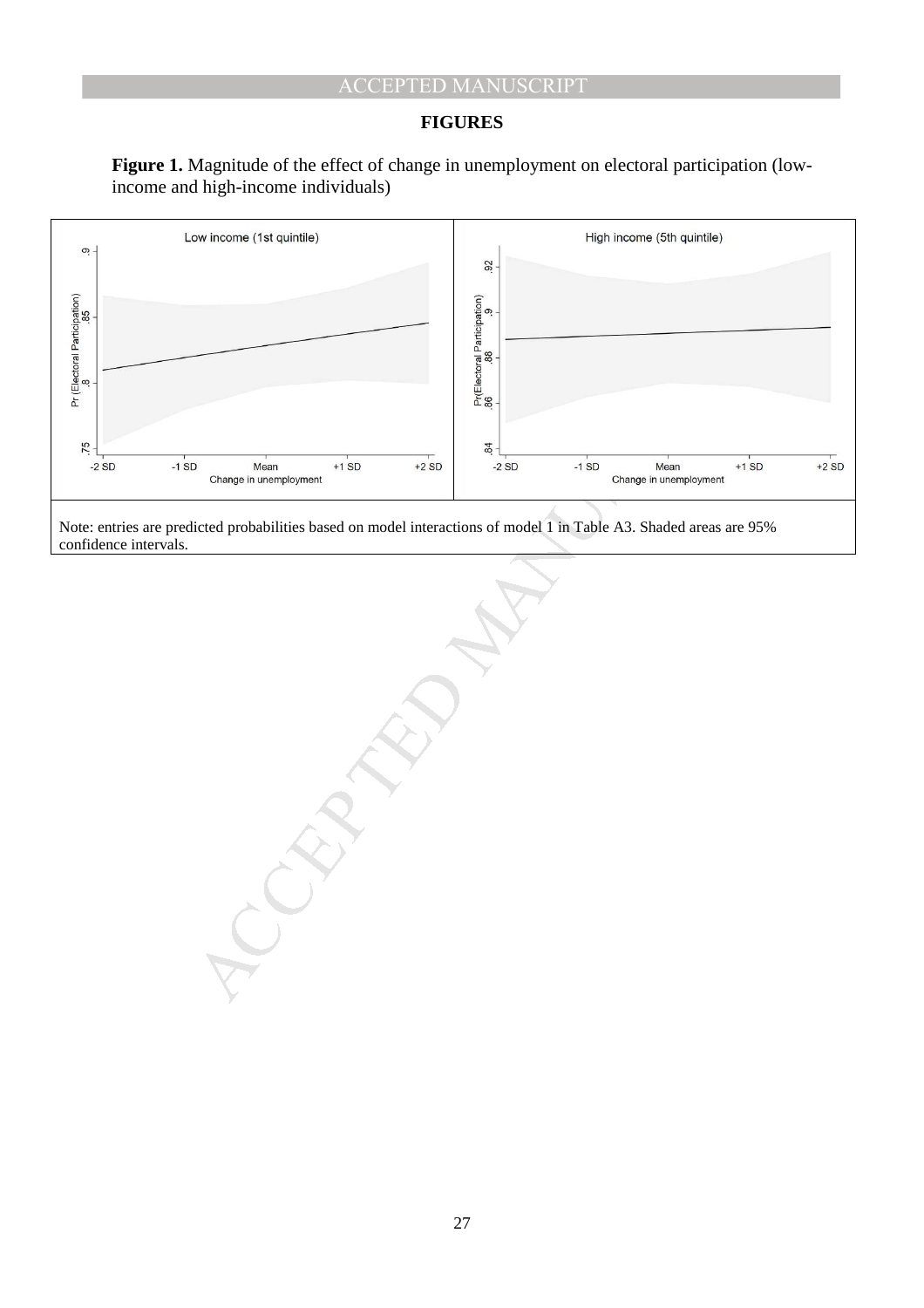**FIGURES**

**Figure 1.** Magnitude of the effect of change in unemployment on electoral participation (low-income and high-income individuals)

Note: entries are predicted probabilities based on model interactions of model 1 in Table A3. Shaded areas are 95% confidence intervals.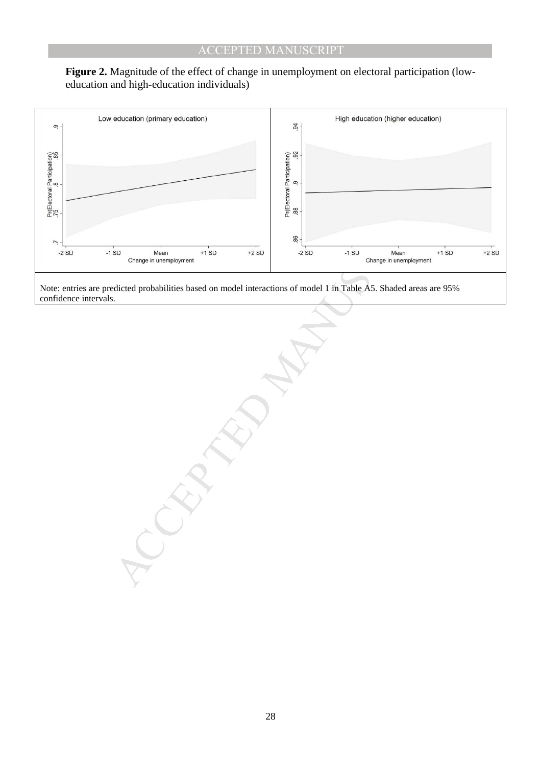**Figure 2.** Magnitude of the effect of change in unemployment on electoral participation (low-education and high-education individuals)

Note: entries are predicted probabilities based on model interactions of model 1 in Table A5. Shaded areas are 95% confidence intervals.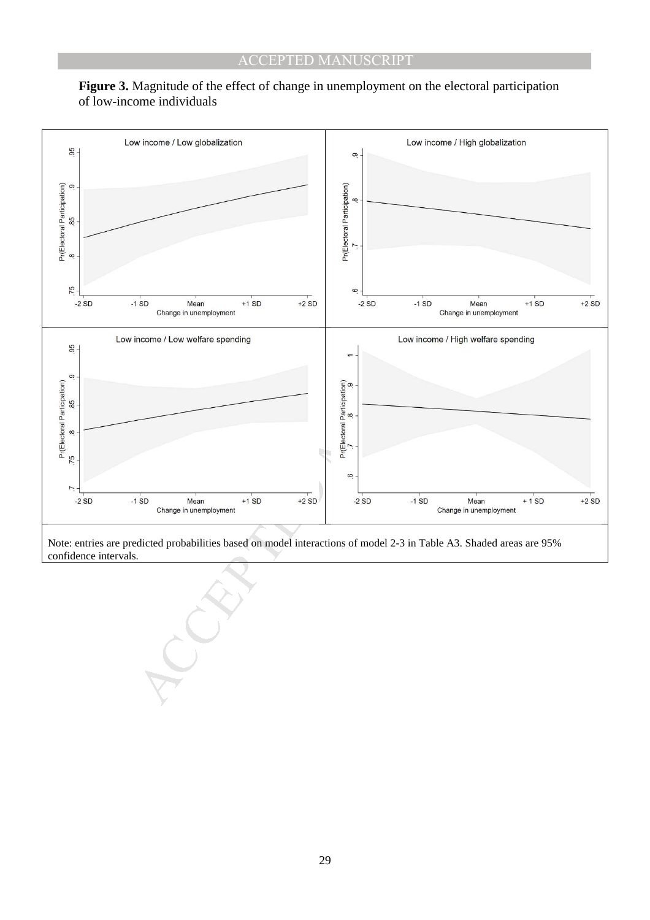**Figure 3.** Magnitude of the effect of change in unemployment on the electoral participation of low-income individuals

Note: entries are predicted probabilities based on model interactions of model 2-3 in Table A3. Shaded areas are 95% confidence intervals.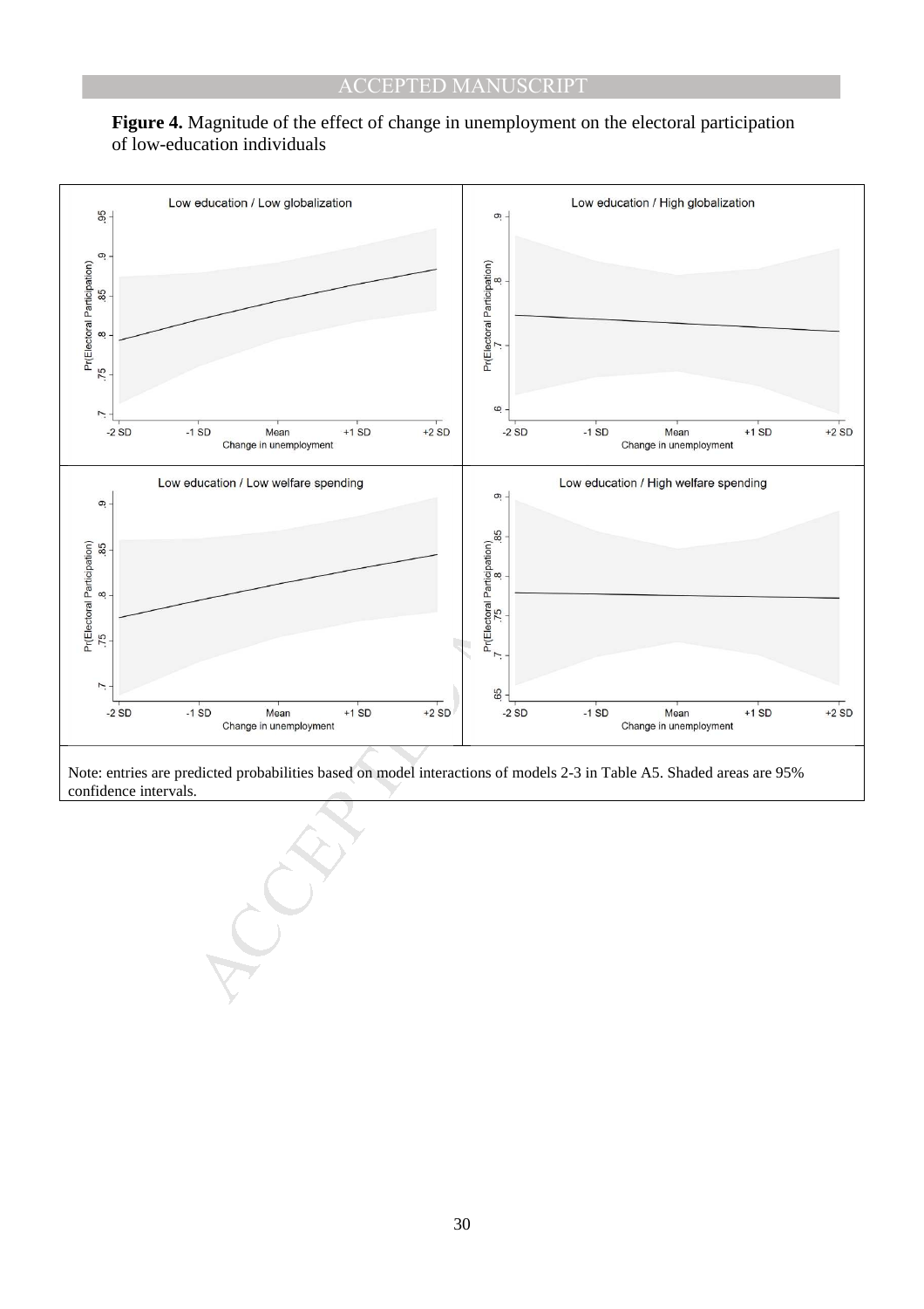**Figure 4.** Magnitude of the effect of change in unemployment on the electoral participation of low-education individuals

Note: entries are predicted probabilities based on model interactions of models 2-3 in Table A5. Shaded areas are 95% confidence intervals.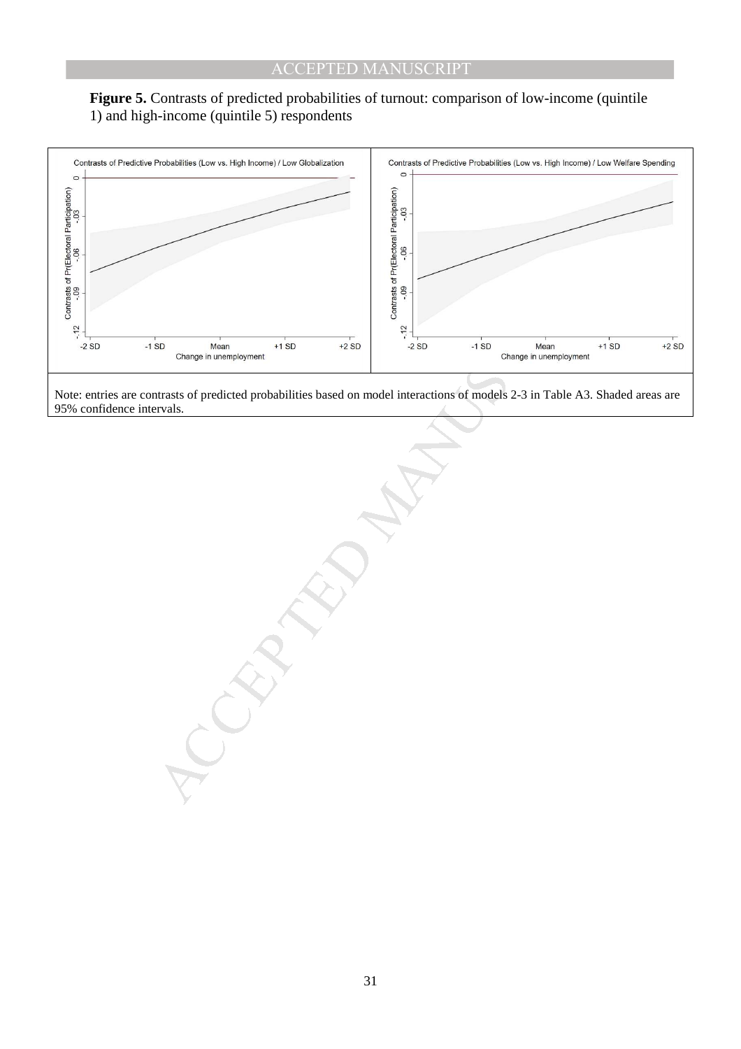**Figure 5.** Contrasts of predicted probabilities of turnout: comparison of low-income (quintile 1) and high-income (quintile 5) respondents

Note: entries are contrasts of predicted probabilities based on model interactions of models 2-3 in Table A3. Shaded areas are 95% confidence intervals.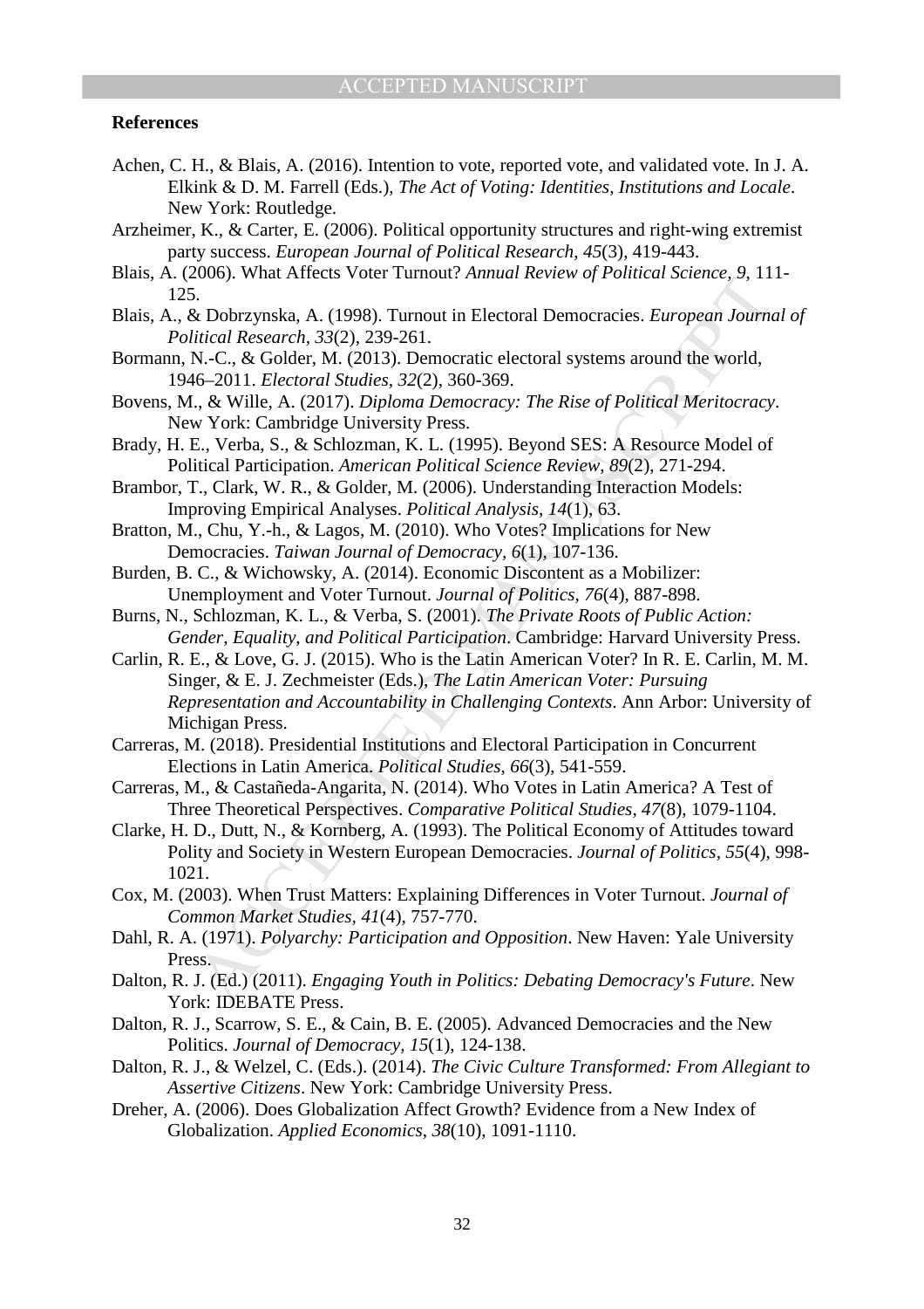**References**

Achen, C. H., & Blais, A. (2016). Intention to vote, reported vote, and validated vote. In J. A. Elkink & D. M. Farrell (Eds.), *The Act of Voting: Identities, Institutions and Locale*. New York: Routledge.

Arzheimer, K., & Carter, E. (2006). Political opportunity structures and right-wing extremist party success. *European Journal of Political Research, 45*(3), 419-443.

Blais, A. (2006). What Affects Voter Turnout? *Annual Review of Political Science, 9*, 111-125.

Blais, A., & Dobrzynska, A. (1998). Turnout in Electoral Democracies. *European Journal of Political Research, 33*(2), 239-261.

Bormann, N.-C., & Golder, M. (2013). Democratic electoral systems around the world, 1946–2011. *Electoral Studies, 32*(2), 360-369.

Bovens, M., & Wille, A. (2017). *Diploma Democracy: The Rise of Political Meritocracy*. New York: Cambridge University Press.

Brady, H. E., Verba, S., & Schlozman, K. L. (1995). Beyond SES: A Resource Model of Political Participation. *American Political Science Review, 89*(2), 271-294.

Brambor, T., Clark, W. R., & Golder, M. (2006). Understanding Interaction Models: Improving Empirical Analyses. *Political Analysis, 14*(1), 63.

Bratton, M., Chu, Y.-h., & Lagos, M. (2010). Who Votes? Implications for New Democracies. *Taiwan Journal of Democracy, 6*(1), 107-136.

Burden, B. C., & Wichowsky, A. (2014). Economic Discontent as a Mobilizer: Unemployment and Voter Turnout. *Journal of Politics, 76*(4), 887-898.

Burns, N., Schlozman, K. L., & Verba, S. (2001). *The Private Roots of Public Action: Gender, Equality, and Political Participation*. Cambridge: Harvard University Press.

Carlin, R. E., & Love, G. J. (2015). Who is the Latin American Voter? In R. E. Carlin, M. M. Singer, & E. J. Zechmeister (Eds.), *The Latin American Voter: Pursuing Representation and Accountability in Challenging Contexts*. Ann Arbor: University of Michigan Press.

Carreras, M. (2018). Presidential Institutions and Electoral Participation in Concurrent Elections in Latin America. *Political Studies, 66*(3), 541-559.

Carreras, M., & Castañeda-Angarita, N. (2014). Who Votes in Latin America? A Test of Three Theoretical Perspectives. *Comparative Political Studies, 47*(8), 1079-1104.

Clarke, H. D., Dutt, N., & Kornberg, A. (1993). The Political Economy of Attitudes toward Polity and Society in Western European Democracies. *Journal of Politics, 55*(4), 998-1021.

Cox, M. (2003). When Trust Matters: Explaining Differences in Voter Turnout. *Journal of Common Market Studies, 41*(4), 757-770.

Dahl, R. A. (1971). *Polyarchy: Participation and Opposition*. New Haven: Yale University Press.

Dalton, R. J. (Ed.) (2011). *Engaging Youth in Politics: Debating Democracy's Future*. New York: IDEBATE Press.

Dalton, R. J., Scarrow, S. E., & Cain, B. E. (2005). Advanced Democracies and the New Politics. *Journal of Democracy, 15*(1), 124-138.

Dalton, R. J., & Welzel, C. (Eds.). (2014). *The Civic Culture Transformed: From Allegiant to Assertive Citizens*. New York: Cambridge University Press.

Dreher, A. (2006). Does Globalization Affect Growth? Evidence from a New Index of Globalization. *Applied Economics, 38*(10), 1091-1110.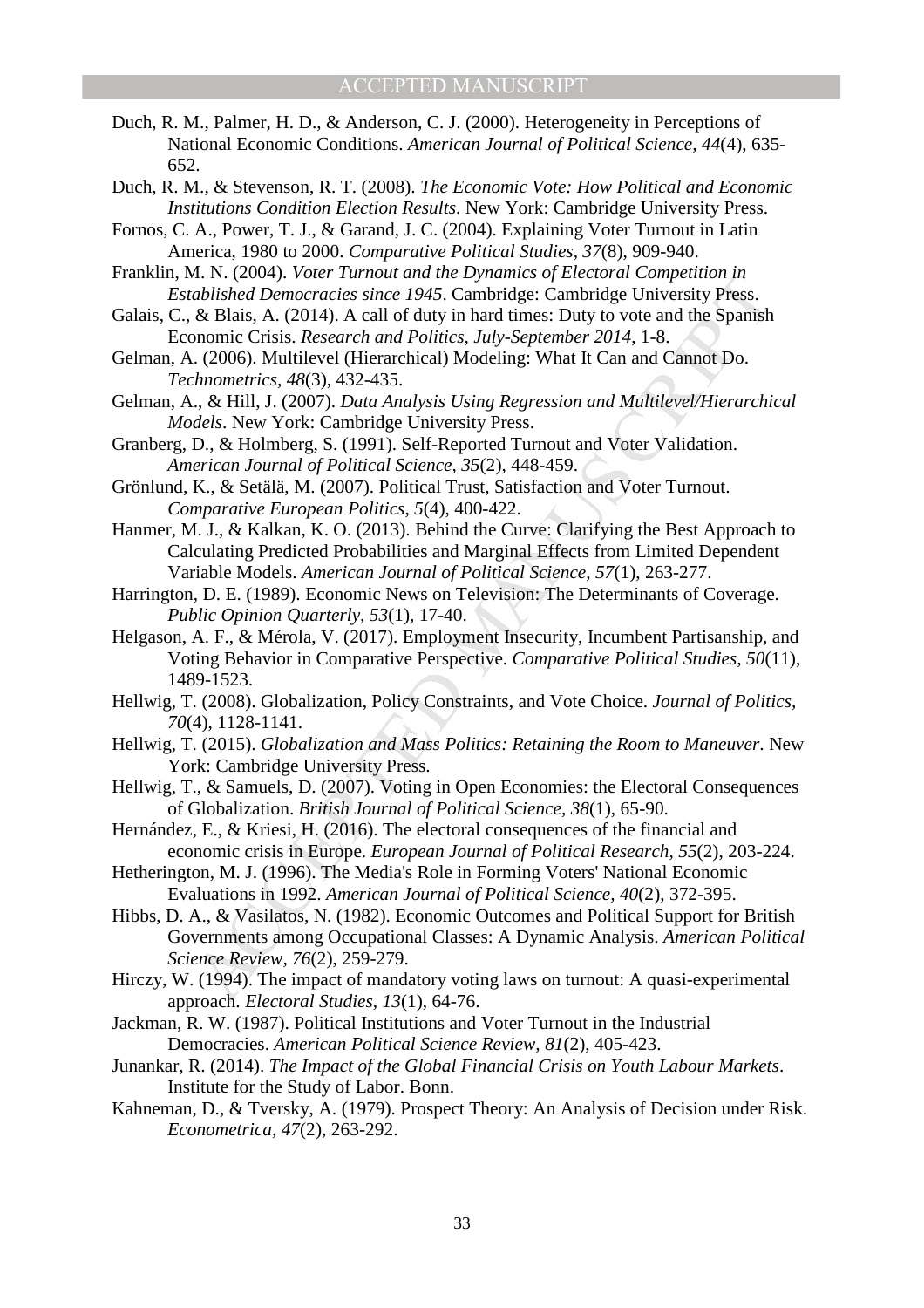Duch, R. M., Palmer, H. D., & Anderson, C. J. (2000). Heterogeneity in Perceptions of National Economic Conditions. *American Journal of Political Science, 44*(4), 635-652.

Duch, R. M., & Stevenson, R. T. (2008). *The Economic Vote: How Political and Economic Institutions Condition Election Results*. New York: Cambridge University Press.

Fornos, C. A., Power, T. J., & Garand, J. C. (2004). Explaining Voter Turnout in Latin America, 1980 to 2000. *Comparative Political Studies, 37*(8), 909-940.

Franklin, M. N. (2004). *Voter Turnout and the Dynamics of Electoral Competition in Established Democracies since 1945*. Cambridge: Cambridge University Press.

Galais, C., & Blais, A. (2014). A call of duty in hard times: Duty to vote and the Spanish Economic Crisis. *Research and Politics, July-September 2014*, 1-8.

Gelman, A. (2006). Multilevel (Hierarchical) Modeling: What It Can and Cannot Do. *Technometrics, 48*(3), 432-435.

Gelman, A., & Hill, J. (2007). *Data Analysis Using Regression and Multilevel/Hierarchical Models*. New York: Cambridge University Press.

Granberg, D., & Holmberg, S. (1991). Self-Reported Turnout and Voter Validation. *American Journal of Political Science, 35*(2), 448-459.

Grönlund, K., & Setälä, M. (2007). Political Trust, Satisfaction and Voter Turnout. *Comparative European Politics, 5*(4), 400-422.

Hanmer, M. J., & Kalkan, K. O. (2013). Behind the Curve: Clarifying the Best Approach to Calculating Predicted Probabilities and Marginal Effects from Limited Dependent Variable Models. *American Journal of Political Science, 57*(1), 263-277.

Harrington, D. E. (1989). Economic News on Television: The Determinants of Coverage. *Public Opinion Quarterly, 53*(1), 17-40.

Helgason, A. F., & Mérola, V. (2017). Employment Insecurity, Incumbent Partisanship, and Voting Behavior in Comparative Perspective. *Comparative Political Studies, 50*(11), 1489-1523.

Hellwig, T. (2008). Globalization, Policy Constraints, and Vote Choice. *Journal of Politics, 70*(4), 1128-1141.

Hellwig, T. (2015). *Globalization and Mass Politics: Retaining the Room to Maneuver*. New York: Cambridge University Press.

Hellwig, T., & Samuels, D. (2007). Voting in Open Economies: the Electoral Consequences of Globalization. *British Journal of Political Science, 38*(1), 65-90.

Hernández, E., & Kriesi, H. (2016). The electoral consequences of the financial and economic crisis in Europe. *European Journal of Political Research, 55*(2), 203-224.

Hetherington, M. J. (1996). The Media's Role in Forming Voters' National Economic Evaluations in 1992. *American Journal of Political Science, 40*(2), 372-395.

Hibbs, D. A., & Vasilatos, N. (1982). Economic Outcomes and Political Support for British Governments among Occupational Classes: A Dynamic Analysis. *American Political Science Review, 76*(2), 259-279.

Hirczy, W. (1994). The impact of mandatory voting laws on turnout: A quasi-experimental approach. *Electoral Studies, 13*(1), 64-76.

Jackman, R. W. (1987). Political Institutions and Voter Turnout in the Industrial Democracies. *American Political Science Review, 81*(2), 405-423.

Junankar, R. (2014). *The Impact of the Global Financial Crisis on Youth Labour Markets*. Institute for the Study of Labor. Bonn.

Kahneman, D., & Tversky, A. (1979). Prospect Theory: An Analysis of Decision under Risk. *Econometrica, 47*(2), 263-292.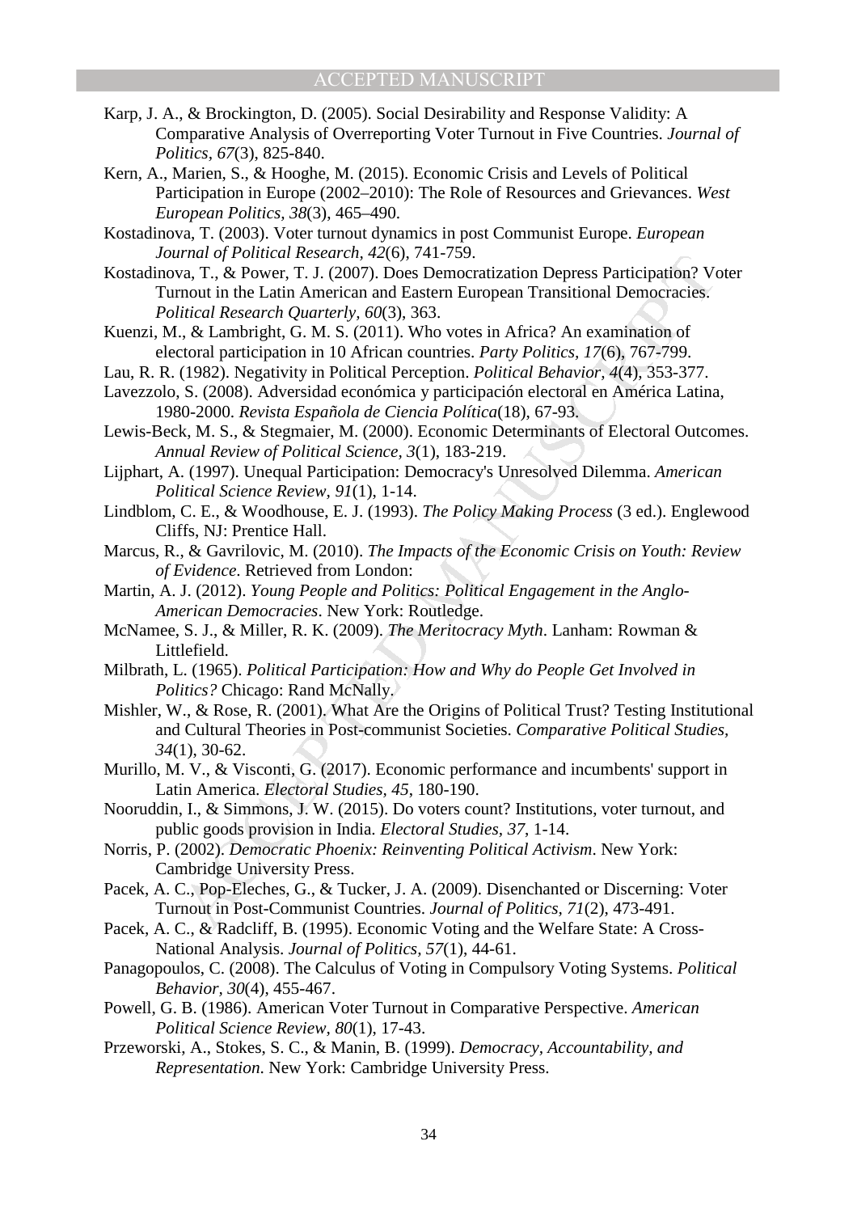Karp, J. A., & Brockington, D. (2005). Social Desirability and Response Validity: A Comparative Analysis of Overreporting Voter Turnout in Five Countries. *Journal of Politics, 67*(3), 825-840.

Kern, A., Marien, S., & Hooghe, M. (2015). Economic Crisis and Levels of Political Participation in Europe (2002–2010): The Role of Resources and Grievances. *West European Politics, 38*(3), 465–490.

Kostadinova, T. (2003). Voter turnout dynamics in post Communist Europe. *European Journal of Political Research, 42*(6), 741-759.

Kostadinova, T., & Power, T. J. (2007). Does Democratization Depress Participation? Voter Turnout in the Latin American and Eastern European Transitional Democracies. *Political Research Quarterly, 60*(3), 363.

Kuenzi, M., & Lambright, G. M. S. (2011). Who votes in Africa? An examination of electoral participation in 10 African countries. *Party Politics, 17*(6), 767-799.

Lau, R. R. (1982). Negativity in Political Perception. *Political Behavior, 4*(4), 353-377.

Lavezzolo, S. (2008). Adversidad económica y participación electoral en América Latina, 1980-2000. *Revista Española de Ciencia Política*(18), 67-93.

Lewis-Beck, M. S., & Stegmaier, M. (2000). Economic Determinants of Electoral Outcomes. *Annual Review of Political Science, 3*(1), 183-219.

Lijphart, A. (1997). Unequal Participation: Democracy's Unresolved Dilemma. *American Political Science Review, 91*(1), 1-14.

Lindblom, C. E., & Woodhouse, E. J. (1993). *The Policy Making Process* (3 ed.). Englewood Cliffs, NJ: Prentice Hall.

Marcus, R., & Gavrilovic, M. (2010). *The Impacts of the Economic Crisis on Youth: Review of Evidence*. Retrieved from London:

Martin, A. J. (2012). *Young People and Politics: Political Engagement in the Anglo-American Democracies*. New York: Routledge.

McNamee, S. J., & Miller, R. K. (2009). *The Meritocracy Myth*. Lanham: Rowman & Littlefield.

Milbrath, L. (1965). *Political Participation: How and Why do People Get Involved in Politics?* Chicago: Rand McNally.

Mishler, W., & Rose, R. (2001). What Are the Origins of Political Trust? Testing Institutional and Cultural Theories in Post-communist Societies. *Comparative Political Studies, 34*(1), 30-62.

Murillo, M. V., & Visconti, G. (2017). Economic performance and incumbents' support in Latin America. *Electoral Studies, 45*, 180-190.

Nooruddin, I., & Simmons, J. W. (2015). Do voters count? Institutions, voter turnout, and public goods provision in India. *Electoral Studies, 37*, 1-14.

Norris, P. (2002). *Democratic Phoenix: Reinventing Political Activism*. New York: Cambridge University Press.

Pacek, A. C., Pop-Eleches, G., & Tucker, J. A. (2009). Disenchanted or Discerning: Voter Turnout in Post-Communist Countries. *Journal of Politics, 71*(2), 473-491.

Pacek, A. C., & Radcliff, B. (1995). Economic Voting and the Welfare State: A Cross-National Analysis. *Journal of Politics, 57*(1), 44-61.

Panagopoulos, C. (2008). The Calculus of Voting in Compulsory Voting Systems. *Political Behavior, 30*(4), 455-467.

Powell, G. B. (1986). American Voter Turnout in Comparative Perspective. *American Political Science Review, 80*(1), 17-43.

Przeworski, A., Stokes, S. C., & Manin, B. (1999). *Democracy, Accountability, and Representation*. New York: Cambridge University Press.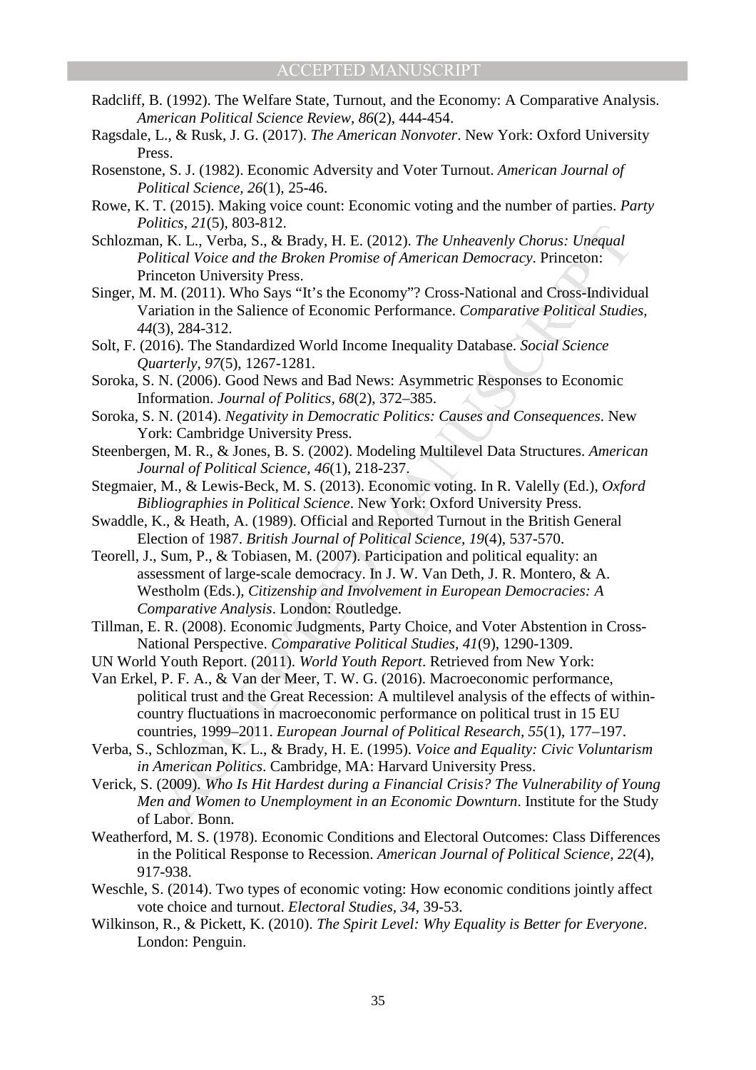Radcliff, B. (1992). The Welfare State, Turnout, and the Economy: A Comparative Analysis. *American Political Science Review, 86*(2), 444-454.

Ragsdale, L., & Rusk, J. G. (2017). *The American Nonvoter*. New York: Oxford University Press.

Rosenstone, S. J. (1982). Economic Adversity and Voter Turnout. *American Journal of Political Science, 26*(1), 25-46.

Rowe, K. T. (2015). Making voice count: Economic voting and the number of parties. *Party Politics, 21*(5), 803-812.

Schlozman, K. L., Verba, S., & Brady, H. E. (2012). *The Unheavenly Chorus: Unequal Political Voice and the Broken Promise of American Democracy*. Princeton: Princeton University Press.

Singer, M. M. (2011). Who Says "It's the Economy"? Cross-National and Cross-Individual Variation in the Salience of Economic Performance. *Comparative Political Studies, 44*(3), 284-312.

Solt, F. (2016). The Standardized World Income Inequality Database. *Social Science Quarterly, 97*(5), 1267-1281.

Soroka, S. N. (2006). Good News and Bad News: Asymmetric Responses to Economic Information. *Journal of Politics, 68*(2), 372–385.

Soroka, S. N. (2014). *Negativity in Democratic Politics: Causes and Consequences*. New York: Cambridge University Press.

Steenbergen, M. R., & Jones, B. S. (2002). Modeling Multilevel Data Structures. *American Journal of Political Science, 46*(1), 218-237.

Stegmaier, M., & Lewis-Beck, M. S. (2013). Economic voting. In R. Valelly (Ed.), *Oxford Bibliographies in Political Science*. New York: Oxford University Press.

Swaddle, K., & Heath, A. (1989). Official and Reported Turnout in the British General Election of 1987. *British Journal of Political Science, 19*(4), 537-570.

Teorell, J., Sum, P., & Tobiasen, M. (2007). Participation and political equality: an assessment of large-scale democracy. In J. W. Van Deth, J. R. Montero, & A. Westholm (Eds.), *Citizenship and Involvement in European Democracies: A Comparative Analysis*. London: Routledge.

Tillman, E. R. (2008). Economic Judgments, Party Choice, and Voter Abstention in Cross-National Perspective. *Comparative Political Studies, 41*(9), 1290-1309.

UN World Youth Report. (2011). *World Youth Report*. Retrieved from New York:

Van Erkel, P. F. A., & Van der Meer, T. W. G. (2016). Macroeconomic performance, political trust and the Great Recession: A multilevel analysis of the effects of within-country fluctuations in macroeconomic performance on political trust in 15 EU countries, 1999–2011. *European Journal of Political Research, 55*(1), 177–197.

Verba, S., Schlozman, K. L., & Brady, H. E. (1995). *Voice and Equality: Civic Voluntarism in American Politics*. Cambridge, MA: Harvard University Press.

Verick, S. (2009). *Who Is Hit Hardest during a Financial Crisis? The Vulnerability of Young Men and Women to Unemployment in an Economic Downturn*. Institute for the Study of Labor. Bonn.

Weatherford, M. S. (1978). Economic Conditions and Electoral Outcomes: Class Differences in the Political Response to Recession. *American Journal of Political Science, 22*(4), 917-938.

Weschle, S. (2014). Two types of economic voting: How economic conditions jointly affect vote choice and turnout. *Electoral Studies, 34*, 39-53.

Wilkinson, R., & Pickett, K. (2010). *The Spirit Level: Why Equality is Better for Everyone*. London: Penguin.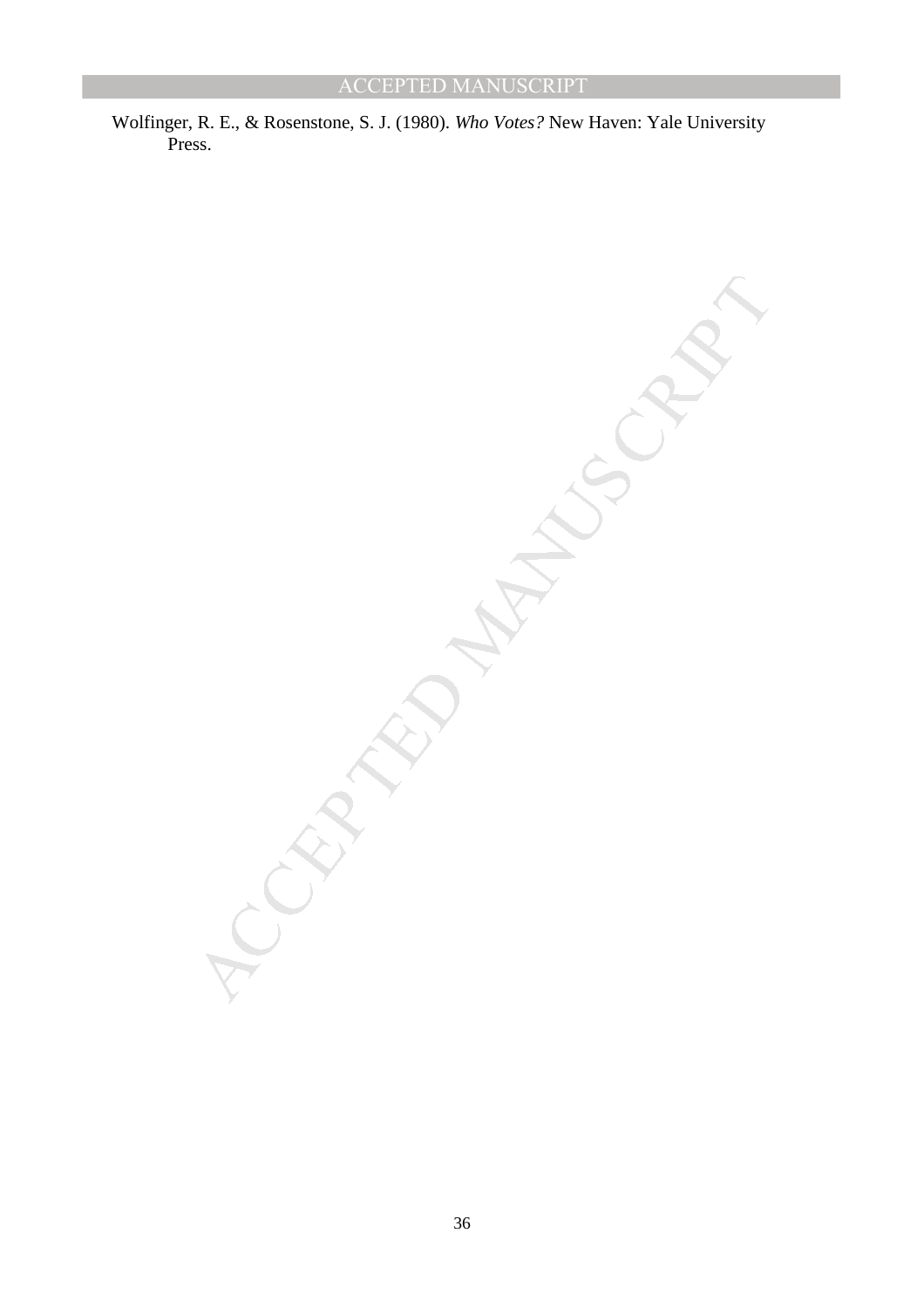Wolfinger, R. E., & Rosenstone, S. J. (1980). *Who Votes?* New Haven: Yale University Press.